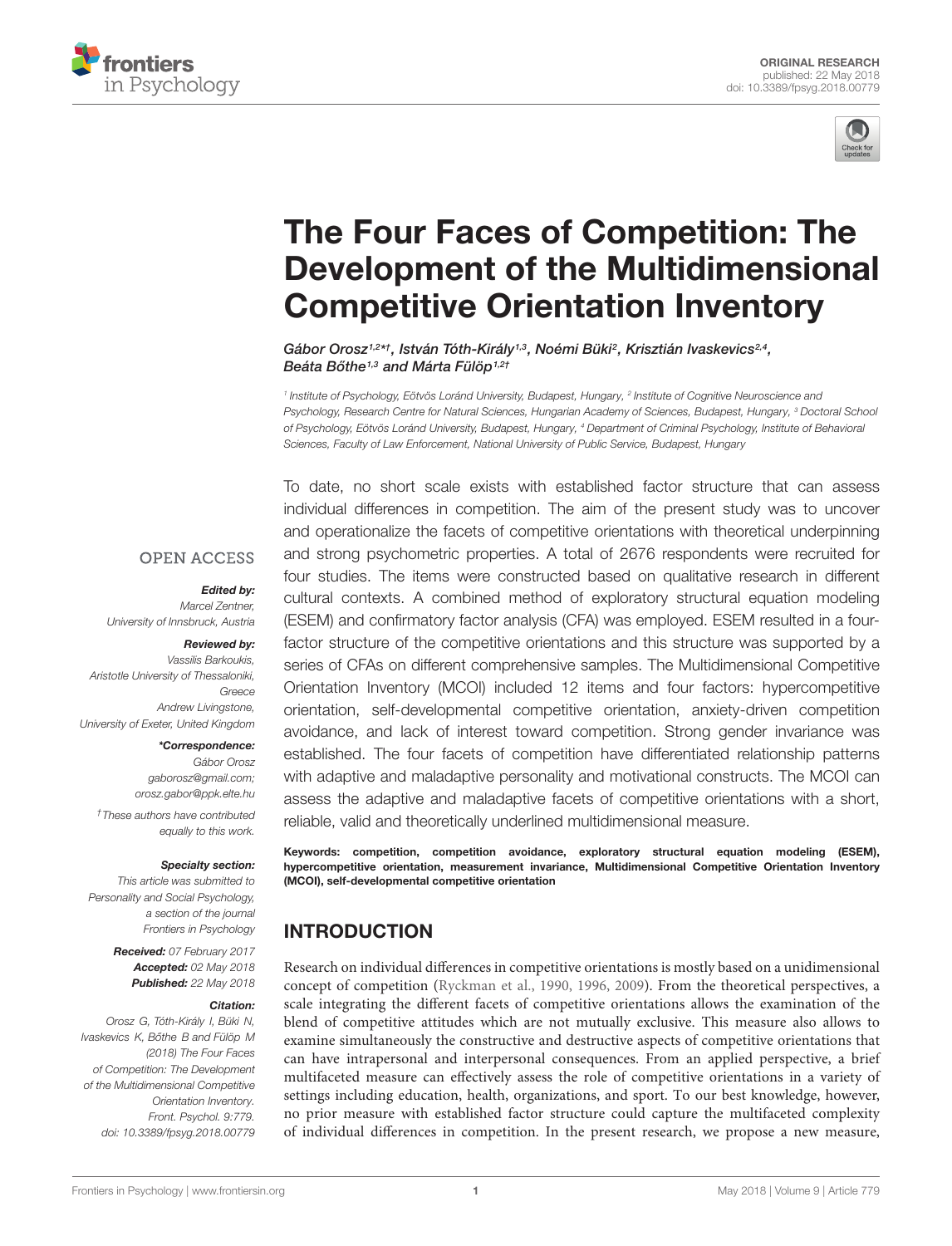ORIGINAL RESEARCH
published: 22 May 2018
doi: 10.3389/fpsyg.2018.00779

# The Four Faces of Competition: The Development of the Multidimensional Competitive Orientation Inventory

*Gábor Orosz[1,2*†], István Tóth-Király[1,3], Noémi Büki[2], Krisztián Ivaskevics[2,4], Beáta Bőthe[1,3] and Márta Fülöp[1,2†]*

[1] *Institute of Psychology, Eötvös Loránd University, Budapest, Hungary,* [2] *Institute of Cognitive Neuroscience and Psychology, Research Centre for Natural Sciences, Hungarian Academy of Sciences, Budapest, Hungary,* [3] *Doctoral School of Psychology, Eötvös Loránd University, Budapest, Hungary,* [4] *Department of Criminal Psychology, Institute of Behavioral Sciences, Faculty of Law Enforcement, National University of Public Service, Budapest, Hungary*

OPEN ACCESS

***Edited by:***
*Marcel Zentner, University of Innsbruck, Austria*

***Reviewed by:***
*Vassilis Barkoukis, Aristotle University of Thessaloniki, Greece*
*Andrew Livingstone, University of Exeter, United Kingdom*

***\*Correspondence:***
*Gábor Orosz*
*gaborosz@gmail.com;*
*orosz.gabor@ppk.elte.hu*

*†These authors have contributed equally to this work.*

***Specialty section:***
*This article was submitted to Personality and Social Psychology, a section of the journal Frontiers in Psychology*

***Received:*** *07 February 2017*
***Accepted:*** *02 May 2018*
***Published:*** *22 May 2018*

***Citation:***
*Orosz G, Tóth-Király I, Büki N, Ivaskevics K, Bőthe B and Fülöp M (2018) The Four Faces of Competition: The Development of the Multidimensional Competitive Orientation Inventory. Front. Psychol. 9:779. doi: 10.3389/fpsyg.2018.00779*

To date, no short scale exists with established factor structure that can assess individual differences in competition. The aim of the present study was to uncover and operationalize the facets of competitive orientations with theoretical underpinning and strong psychometric properties. A total of 2676 respondents were recruited for four studies. The items were constructed based on qualitative research in different cultural contexts. A combined method of exploratory structural equation modeling (ESEM) and confirmatory factor analysis (CFA) was employed. ESEM resulted in a four-factor structure of the competitive orientations and this structure was supported by a series of CFAs on different comprehensive samples. The Multidimensional Competitive Orientation Inventory (MCOI) included 12 items and four factors: hypercompetitive orientation, self-developmental competitive orientation, anxiety-driven competition avoidance, and lack of interest toward competition. Strong gender invariance was established. The four facets of competition have differentiated relationship patterns with adaptive and maladaptive personality and motivational constructs. The MCOI can assess the adaptive and maladaptive facets of competitive orientations with a short, reliable, valid and theoretically underlined multidimensional measure.

**Keywords: competition, competition avoidance, exploratory structural equation modeling (ESEM), hypercompetitive orientation, measurement invariance, Multidimensional Competitive Orientation Inventory (MCOI), self-developmental competitive orientation**

## INTRODUCTION

Research on individual differences in competitive orientations is mostly based on a unidimensional concept of competition (Ryckman et al., 1990, 1996, 2009). From the theoretical perspectives, a scale integrating the different facets of competitive orientations allows the examination of the blend of competitive attitudes which are not mutually exclusive. This measure also allows to examine simultaneously the constructive and destructive aspects of competitive orientations that can have intrapersonal and interpersonal consequences. From an applied perspective, a brief multifaceted measure can effectively assess the role of competitive orientations in a variety of settings including education, health, organizations, and sport. To our best knowledge, however, no prior measure with established factor structure could capture the multifaceted complexity of individual differences in competition. In the present research, we propose a new measure,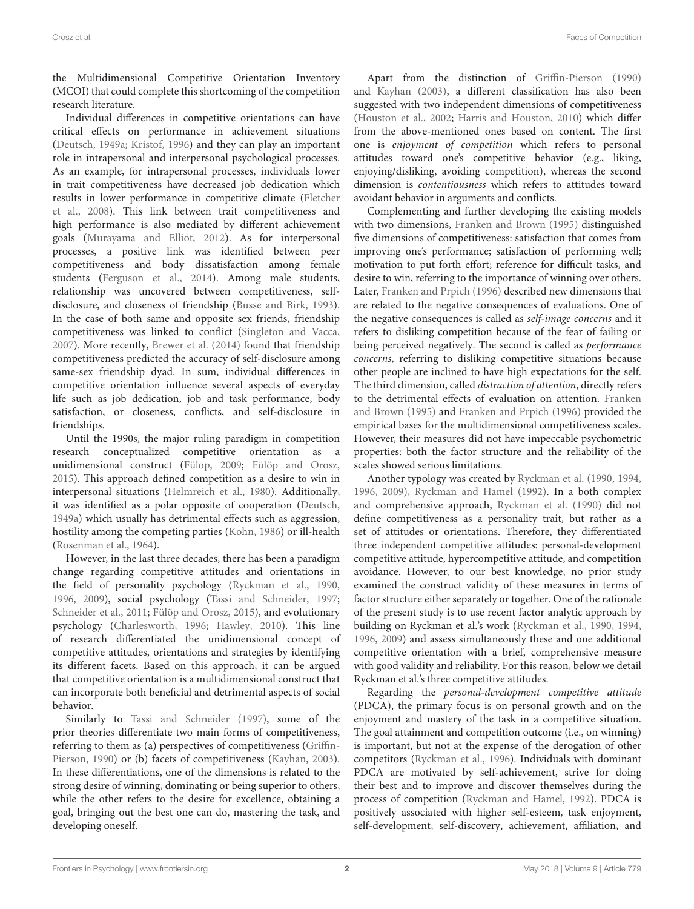the Multidimensional Competitive Orientation Inventory (MCOI) that could complete this shortcoming of the competition research literature.

Individual differences in competitive orientations can have critical effects on performance in achievement situations (Deutsch, 1949a; Kristof, 1996) and they can play an important role in intrapersonal and interpersonal psychological processes. As an example, for intrapersonal processes, individuals lower in trait competitiveness have decreased job dedication which results in lower performance in competitive climate (Fletcher et al., 2008). This link between trait competitiveness and high performance is also mediated by different achievement goals (Murayama and Elliot, 2012). As for interpersonal processes, a positive link was identified between peer competitiveness and body dissatisfaction among female students (Ferguson et al., 2014). Among male students, relationship was uncovered between competitiveness, self-disclosure, and closeness of friendship (Busse and Birk, 1993). In the case of both same and opposite sex friends, friendship competitiveness was linked to conflict (Singleton and Vacca, 2007). More recently, Brewer et al. (2014) found that friendship competitiveness predicted the accuracy of self-disclosure among same-sex friendship dyad. In sum, individual differences in competitive orientation influence several aspects of everyday life such as job dedication, job and task performance, body satisfaction, or closeness, conflicts, and self-disclosure in friendships.

Until the 1990s, the major ruling paradigm in competition research conceptualized competitive orientation as a unidimensional construct (Fülöp, 2009; Fülöp and Orosz, 2015). This approach defined competition as a desire to win in interpersonal situations (Helmreich et al., 1980). Additionally, it was identified as a polar opposite of cooperation (Deutsch, 1949a) which usually has detrimental effects such as aggression, hostility among the competing parties (Kohn, 1986) or ill-health (Rosenman et al., 1964).

However, in the last three decades, there has been a paradigm change regarding competitive attitudes and orientations in the field of personality psychology (Ryckman et al., 1990, 1996, 2009), social psychology (Tassi and Schneider, 1997; Schneider et al., 2011; Fülöp and Orosz, 2015), and evolutionary psychology (Charlesworth, 1996; Hawley, 2010). This line of research differentiated the unidimensional concept of competitive attitudes, orientations and strategies by identifying its different facets. Based on this approach, it can be argued that competitive orientation is a multidimensional construct that can incorporate both beneficial and detrimental aspects of social behavior.

Similarly to Tassi and Schneider (1997), some of the prior theories differentiate two main forms of competitiveness, referring to them as (a) perspectives of competitiveness (Griffin-Pierson, 1990) or (b) facets of competitiveness (Kayhan, 2003). In these differentiations, one of the dimensions is related to the strong desire of winning, dominating or being superior to others, while the other refers to the desire for excellence, obtaining a goal, bringing out the best one can do, mastering the task, and developing oneself.

Apart from the distinction of Griffin-Pierson (1990) and Kayhan (2003), a different classification has also been suggested with two independent dimensions of competitiveness (Houston et al., 2002; Harris and Houston, 2010) which differ from the above-mentioned ones based on content. The first one is *enjoyment of competition* which refers to personal attitudes toward one's competitive behavior (e.g., liking, enjoying/disliking, avoiding competition), whereas the second dimension is *contentiousness* which refers to attitudes toward avoidant behavior in arguments and conflicts.

Complementing and further developing the existing models with two dimensions, Franken and Brown (1995) distinguished five dimensions of competitiveness: satisfaction that comes from improving one's performance; satisfaction of performing well; motivation to put forth effort; reference for difficult tasks, and desire to win, referring to the importance of winning over others. Later, Franken and Prpich (1996) described new dimensions that are related to the negative consequences of evaluations. One of the negative consequences is called as *self-image concerns* and it refers to disliking competition because of the fear of failing or being perceived negatively. The second is called as *performance concerns*, referring to disliking competitive situations because other people are inclined to have high expectations for the self. The third dimension, called *distraction of attention*, directly refers to the detrimental effects of evaluation on attention. Franken and Brown (1995) and Franken and Prpich (1996) provided the empirical bases for the multidimensional competitiveness scales. However, their measures did not have impeccable psychometric properties: both the factor structure and the reliability of the scales showed serious limitations.

Another typology was created by Ryckman et al. (1990, 1994, 1996, 2009), Ryckman and Hamel (1992). In a both complex and comprehensive approach, Ryckman et al. (1990) did not define competitiveness as a personality trait, but rather as a set of attitudes or orientations. Therefore, they differentiated three independent competitive attitudes: personal-development competitive attitude, hypercompetitive attitude, and competition avoidance. However, to our best knowledge, no prior study examined the construct validity of these measures in terms of factor structure either separately or together. One of the rationale of the present study is to use recent factor analytic approach by building on Ryckman et al.'s work (Ryckman et al., 1990, 1994, 1996, 2009) and assess simultaneously these and one additional competitive orientation with a brief, comprehensive measure with good validity and reliability. For this reason, below we detail Ryckman et al.'s three competitive attitudes.

Regarding the *personal-development competitive attitude* (PDCA), the primary focus is on personal growth and on the enjoyment and mastery of the task in a competitive situation. The goal attainment and competition outcome (i.e., on winning) is important, but not at the expense of the derogation of other competitors (Ryckman et al., 1996). Individuals with dominant PDCA are motivated by self-achievement, strive for doing their best and to improve and discover themselves during the process of competition (Ryckman and Hamel, 1992). PDCA is positively associated with higher self-esteem, task enjoyment, self-development, self-discovery, achievement, affiliation, and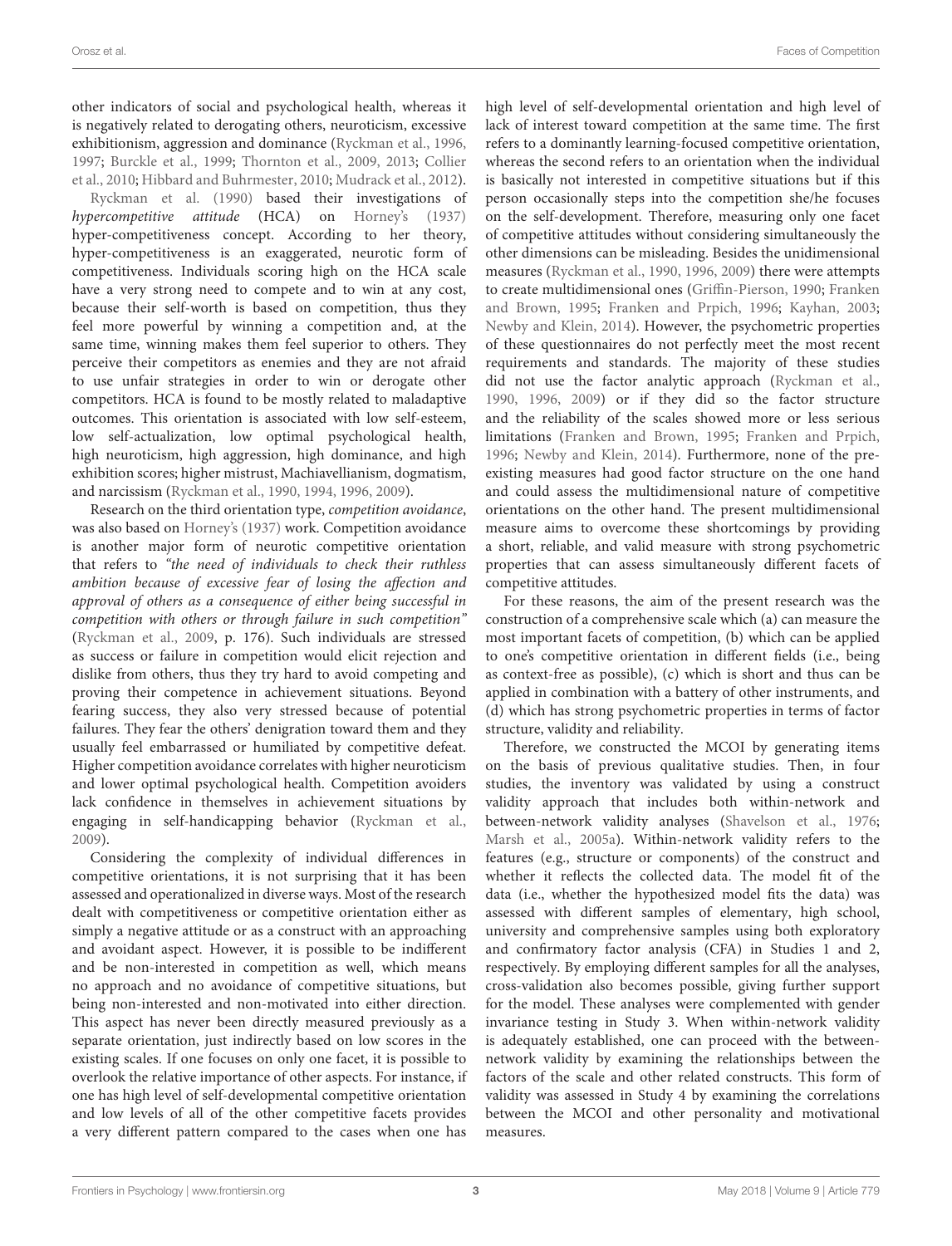other indicators of social and psychological health, whereas it is negatively related to derogating others, neuroticism, excessive exhibitionism, aggression and dominance (Ryckman et al., 1996, 1997; Burckle et al., 1999; Thornton et al., 2009, 2013; Collier et al., 2010; Hibbard and Buhrmester, 2010; Mudrack et al., 2012).

Ryckman et al. (1990) based their investigations of *hypercompetitive attitude* (HCA) on Horney's (1937) hyper-competitiveness concept. According to her theory, hyper-competitiveness is an exaggerated, neurotic form of competitiveness. Individuals scoring high on the HCA scale have a very strong need to compete and to win at any cost, because their self-worth is based on competition, thus they feel more powerful by winning a competition and, at the same time, winning makes them feel superior to others. They perceive their competitors as enemies and they are not afraid to use unfair strategies in order to win or derogate other competitors. HCA is found to be mostly related to maladaptive outcomes. This orientation is associated with low self-esteem, low self-actualization, low optimal psychological health, high neuroticism, high aggression, high dominance, and high exhibition scores; higher mistrust, Machiavellianism, dogmatism, and narcissism (Ryckman et al., 1990, 1994, 1996, 2009).

Research on the third orientation type, *competition avoidance*, was also based on Horney's (1937) work. Competition avoidance is another major form of neurotic competitive orientation that refers to *"the need of individuals to check their ruthless ambition because of excessive fear of losing the affection and approval of others as a consequence of either being successful in competition with others or through failure in such competition"* (Ryckman et al., 2009, p. 176). Such individuals are stressed as success or failure in competition would elicit rejection and dislike from others, thus they try hard to avoid competing and proving their competence in achievement situations. Beyond fearing success, they also very stressed because of potential failures. They fear the others' denigration toward them and they usually feel embarrassed or humiliated by competitive defeat. Higher competition avoidance correlates with higher neuroticism and lower optimal psychological health. Competition avoiders lack confidence in themselves in achievement situations by engaging in self-handicapping behavior (Ryckman et al., 2009).

Considering the complexity of individual differences in competitive orientations, it is not surprising that it has been assessed and operationalized in diverse ways. Most of the research dealt with competitiveness or competitive orientation either as simply a negative attitude or as a construct with an approaching and avoidant aspect. However, it is possible to be indifferent and be non-interested in competition as well, which means no approach and no avoidance of competitive situations, but being non-interested and non-motivated into either direction. This aspect has never been directly measured previously as a separate orientation, just indirectly based on low scores in the existing scales. If one focuses on only one facet, it is possible to overlook the relative importance of other aspects. For instance, if one has high level of self-developmental competitive orientation and low levels of all of the other competitive facets provides a very different pattern compared to the cases when one has high level of self-developmental orientation and high level of lack of interest toward competition at the same time. The first refers to a dominantly learning-focused competitive orientation, whereas the second refers to an orientation when the individual is basically not interested in competitive situations but if this person occasionally steps into the competition she/he focuses on the self-development. Therefore, measuring only one facet of competitive attitudes without considering simultaneously the other dimensions can be misleading. Besides the unidimensional measures (Ryckman et al., 1990, 1996, 2009) there were attempts to create multidimensional ones (Griffin-Pierson, 1990; Franken and Brown, 1995; Franken and Prpich, 1996; Kayhan, 2003; Newby and Klein, 2014). However, the psychometric properties of these questionnaires do not perfectly meet the most recent requirements and standards. The majority of these studies did not use the factor analytic approach (Ryckman et al., 1990, 1996, 2009) or if they did so the factor structure and the reliability of the scales showed more or less serious limitations (Franken and Brown, 1995; Franken and Prpich, 1996; Newby and Klein, 2014). Furthermore, none of the pre-existing measures had good factor structure on the one hand and could assess the multidimensional nature of competitive orientations on the other hand. The present multidimensional measure aims to overcome these shortcomings by providing a short, reliable, and valid measure with strong psychometric properties that can assess simultaneously different facets of competitive attitudes.

For these reasons, the aim of the present research was the construction of a comprehensive scale which (a) can measure the most important facets of competition, (b) which can be applied to one's competitive orientation in different fields (i.e., being as context-free as possible), (c) which is short and thus can be applied in combination with a battery of other instruments, and (d) which has strong psychometric properties in terms of factor structure, validity and reliability.

Therefore, we constructed the MCOI by generating items on the basis of previous qualitative studies. Then, in four studies, the inventory was validated by using a construct validity approach that includes both within-network and between-network validity analyses (Shavelson et al., 1976; Marsh et al., 2005a). Within-network validity refers to the features (e.g., structure or components) of the construct and whether it reflects the collected data. The model fit of the data (i.e., whether the hypothesized model fits the data) was assessed with different samples of elementary, high school, university and comprehensive samples using both exploratory and confirmatory factor analysis (CFA) in Studies 1 and 2, respectively. By employing different samples for all the analyses, cross-validation also becomes possible, giving further support for the model. These analyses were complemented with gender invariance testing in Study 3. When within-network validity is adequately established, one can proceed with the between-network validity by examining the relationships between the factors of the scale and other related constructs. This form of validity was assessed in Study 4 by examining the correlations between the MCOI and other personality and motivational measures.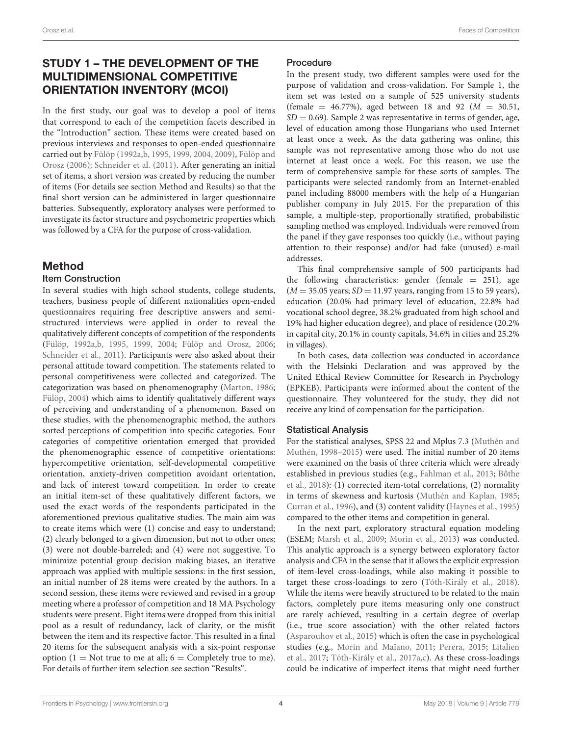## STUDY 1 – THE DEVELOPMENT OF THE MULTIDIMENSIONAL COMPETITIVE ORIENTATION INVENTORY (MCOI)

In the first study, our goal was to develop a pool of items that correspond to each of the competition facets described in the "Introduction" section. These items were created based on previous interviews and responses to open-ended questionnaire carried out by Fülöp (1992a,b, 1995, 1999, 2004, 2009), Fülöp and Orosz (2006); Schneider et al. (2011). After generating an initial set of items, a short version was created by reducing the number of items (For details see section Method and Results) so that the final short version can be administered in larger questionnaire batteries. Subsequently, exploratory analyses were performed to investigate its factor structure and psychometric properties which was followed by a CFA for the purpose of cross-validation.

## Method

### Item Construction

In several studies with high school students, college students, teachers, business people of different nationalities open-ended questionnaires requiring free descriptive answers and semi-structured interviews were applied in order to reveal the qualitatively different concepts of competition of the respondents (Fülöp, 1992a,b, 1995, 1999, 2004; Fülöp and Orosz, 2006; Schneider et al., 2011). Participants were also asked about their personal attitude toward competition. The statements related to personal competitiveness were collected and categorized. The categorization was based on phenomenography (Marton, 1986; Fülöp, 2004) which aims to identify qualitatively different ways of perceiving and understanding of a phenomenon. Based on these studies, with the phenomenographic method, the authors sorted perceptions of competition into specific categories. Four categories of competitive orientation emerged that provided the phenomenographic essence of competitive orientations: hypercompetitive orientation, self-developmental competitive orientation, anxiety-driven competition avoidant orientation, and lack of interest toward competition. In order to create an initial item-set of these qualitatively different factors, we used the exact words of the respondents participated in the aforementioned previous qualitative studies. The main aim was to create items which were (1) concise and easy to understand; (2) clearly belonged to a given dimension, but not to other ones; (3) were not double-barreled; and (4) were not suggestive. To minimize potential group decision making biases, an iterative approach was applied with multiple sessions: in the first session, an initial number of 28 items were created by the authors. In a second session, these items were reviewed and revised in a group meeting where a professor of competition and 18 MA Psychology students were present. Eight items were dropped from this initial pool as a result of redundancy, lack of clarity, or the misfit between the item and its respective factor. This resulted in a final 20 items for the subsequent analysis with a six-point response option (1 = Not true to me at all; 6 = Completely true to me). For details of further item selection see section "Results".

### Procedure

In the present study, two different samples were used for the purpose of validation and cross-validation. For Sample 1, the item set was tested on a sample of 525 university students (female = 46.77%), aged between 18 and 92 ($M$ = 30.51, $SD$ = 0.69). Sample 2 was representative in terms of gender, age, level of education among those Hungarians who used Internet at least once a week. As the data gathering was online, this sample was not representative among those who do not use internet at least once a week. For this reason, we use the term of comprehensive sample for these sorts of samples. The participants were selected randomly from an Internet-enabled panel including 88000 members with the help of a Hungarian publisher company in July 2015. For the preparation of this sample, a multiple-step, proportionally stratified, probabilistic sampling method was employed. Individuals were removed from the panel if they gave responses too quickly (i.e., without paying attention to their response) and/or had fake (unused) e-mail addresses.

This final comprehensive sample of 500 participants had the following characteristics: gender (female = 251), age ($M$ = 35.05 years; $SD$ = 11.97 years, ranging from 15 to 59 years), education (20.0% had primary level of education, 22.8% had vocational school degree, 38.2% graduated from high school and 19% had higher education degree), and place of residence (20.2% in capital city, 20.1% in county capitals, 34.6% in cities and 25.2% in villages).

In both cases, data collection was conducted in accordance with the Helsinki Declaration and was approved by the United Ethical Review Committee for Research in Psychology (EPKEB). Participants were informed about the content of the questionnaire. They volunteered for the study, they did not receive any kind of compensation for the participation.

### Statistical Analysis

For the statistical analyses, SPSS 22 and Mplus 7.3 (Muthén and Muthén, 1998–2015) were used. The initial number of 20 items were examined on the basis of three criteria which were already established in previous studies (e.g., Fahlman et al., 2013; Bőthe et al., 2018): (1) corrected item-total correlations, (2) normality in terms of skewness and kurtosis (Muthén and Kaplan, 1985; Curran et al., 1996), and (3) content validity (Haynes et al., 1995) compared to the other items and competition in general.

In the next part, exploratory structural equation modeling (ESEM; Marsh et al., 2009; Morin et al., 2013) was conducted. This analytic approach is a synergy between exploratory factor analysis and CFA in the sense that it allows the explicit expression of item-level cross-loadings, while also making it possible to target these cross-loadings to zero (Tóth-Király et al., 2018). While the items were heavily structured to be related to the main factors, completely pure items measuring only one construct are rarely achieved, resulting in a certain degree of overlap (i.e., true score association) with the other related factors (Asparouhov et al., 2015) which is often the case in psychological studies (e.g., Morin and Maïano, 2011; Perera, 2015; Litalien et al., 2017; Tóth-Király et al., 2017a,c). As these cross-loadings could be indicative of imperfect items that might need further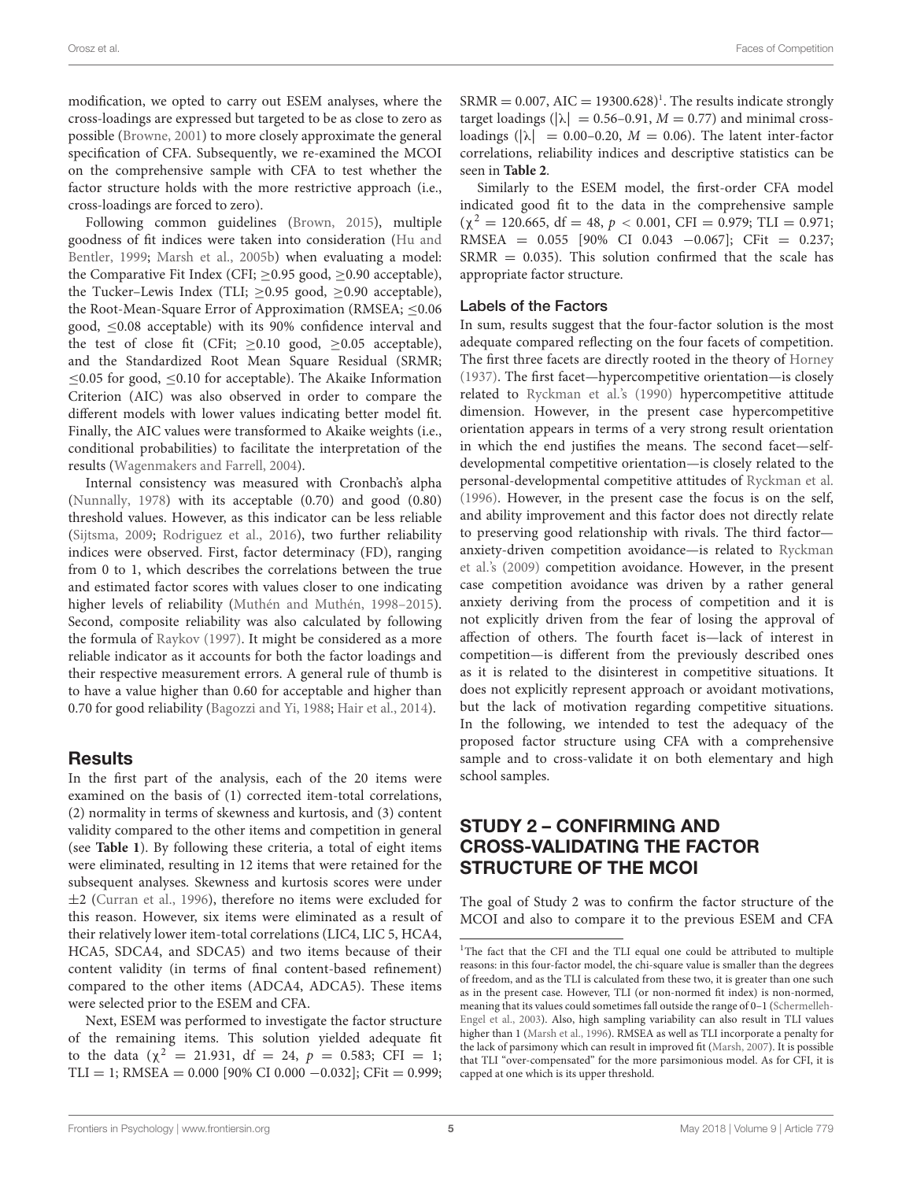modification, we opted to carry out ESEM analyses, where the cross-loadings are expressed but targeted to be as close to zero as possible (Browne, 2001) to more closely approximate the general specification of CFA. Subsequently, we re-examined the MCOI on the comprehensive sample with CFA to test whether the factor structure holds with the more restrictive approach (i.e., cross-loadings are forced to zero).

Following common guidelines (Brown, 2015), multiple goodness of fit indices were taken into consideration (Hu and Bentler, 1999; Marsh et al., 2005b) when evaluating a model: the Comparative Fit Index (CFI; ≥0.95 good, ≥0.90 acceptable), the Tucker–Lewis Index (TLI; ≥0.95 good, ≥0.90 acceptable), the Root-Mean-Square Error of Approximation (RMSEA; ≤0.06 good, ≤0.08 acceptable) with its 90% confidence interval and the test of close fit (CFit; ≥0.10 good, ≥0.05 acceptable), and the Standardized Root Mean Square Residual (SRMR; ≤0.05 for good, ≤0.10 for acceptable). The Akaike Information Criterion (AIC) was also observed in order to compare the different models with lower values indicating better model fit. Finally, the AIC values were transformed to Akaike weights (i.e., conditional probabilities) to facilitate the interpretation of the results (Wagenmakers and Farrell, 2004).

Internal consistency was measured with Cronbach's alpha (Nunnally, 1978) with its acceptable (0.70) and good (0.80) threshold values. However, as this indicator can be less reliable (Sijtsma, 2009; Rodriguez et al., 2016), two further reliability indices were observed. First, factor determinacy (FD), ranging from 0 to 1, which describes the correlations between the true and estimated factor scores with values closer to one indicating higher levels of reliability (Muthén and Muthén, 1998–2015). Second, composite reliability was also calculated by following the formula of Raykov (1997). It might be considered as a more reliable indicator as it accounts for both the factor loadings and their respective measurement errors. A general rule of thumb is to have a value higher than 0.60 for acceptable and higher than 0.70 for good reliability (Bagozzi and Yi, 1988; Hair et al., 2014).

## Results

In the first part of the analysis, each of the 20 items were examined on the basis of (1) corrected item-total correlations, (2) normality in terms of skewness and kurtosis, and (3) content validity compared to the other items and competition in general (see **Table 1**). By following these criteria, a total of eight items were eliminated, resulting in 12 items that were retained for the subsequent analyses. Skewness and kurtosis scores were under ±2 (Curran et al., 1996), therefore no items were excluded for this reason. However, six items were eliminated as a result of their relatively lower item-total correlations (LIC4, LIC 5, HCA4, HCA5, SDCA4, and SDCA5) and two items because of their content validity (in terms of final content-based refinement) compared to the other items (ADCA4, ADCA5). These items were selected prior to the ESEM and CFA.

Next, ESEM was performed to investigate the factor structure of the remaining items. This solution yielded adequate fit to the data ($\chi^2 = 21.931$, df = 24, $p = 0.583$; CFI = 1; TLI = 1; RMSEA = 0.000 [90% CI 0.000 −0.032]; CFit = 0.999; SRMR = 0.007, AIC = 19300.628)[1]. The results indicate strongly target loadings ($|\lambda| = 0.56–0.91$, $M = 0.77$) and minimal cross-loadings ($|\lambda| = 0.00–0.20$, $M = 0.06$). The latent inter-factor correlations, reliability indices and descriptive statistics can be seen in **Table 2**.

Similarly to the ESEM model, the first-order CFA model indicated good fit to the data in the comprehensive sample ($\chi^2 = 120.665$, df = 48, $p < 0.001$, CFI = 0.979; TLI = 0.971; RMSEA = 0.055 [90% CI 0.043 −0.067]; CFit = 0.237; SRMR = 0.035). This solution confirmed that the scale has appropriate factor structure.

### Labels of the Factors

In sum, results suggest that the four-factor solution is the most adequate compared reflecting on the four facets of competition. The first three facets are directly rooted in the theory of Horney (1937). The first facet—hypercompetitive orientation—is closely related to Ryckman et al.'s (1990) hypercompetitive attitude dimension. However, in the present case hypercompetitive orientation appears in terms of a very strong result orientation in which the end justifies the means. The second facet—self-developmental competitive orientation—is closely related to the personal-developmental competitive attitudes of Ryckman et al. (1996). However, in the present case the focus is on the self, and ability improvement and this factor does not directly relate to preserving good relationship with rivals. The third factor—anxiety-driven competition avoidance—is related to Ryckman et al.'s (2009) competition avoidance. However, in the present case competition avoidance was driven by a rather general anxiety deriving from the process of competition and it is not explicitly driven from the fear of losing the approval of affection of others. The fourth facet is—lack of interest in competition—is different from the previously described ones as it is related to the disinterest in competitive situations. It does not explicitly represent approach or avoidant motivations, but the lack of motivation regarding competitive situations. In the following, we intended to test the adequacy of the proposed factor structure using CFA with a comprehensive sample and to cross-validate it on both elementary and high school samples.

## STUDY 2 – CONFIRMING AND CROSS-VALIDATING THE FACTOR STRUCTURE OF THE MCOI

The goal of Study 2 was to confirm the factor structure of the MCOI and also to compare it to the previous ESEM and CFA

[1]The fact that the CFI and the TLI equal one could be attributed to multiple reasons: in this four-factor model, the chi-square value is smaller than the degrees of freedom, and as the TLI is calculated from these two, it is greater than one such as in the present case. However, TLI (or non-normed fit index) is non-normed, meaning that its values could sometimes fall outside the range of 0–1 (Schermelleh-Engel et al., 2003). Also, high sampling variability can also result in TLI values higher than 1 (Marsh et al., 1996). RMSEA as well as TLI incorporate a penalty for the lack of parsimony which can result in improved fit (Marsh, 2007). It is possible that TLI "over-compensated" for the more parsimonious model. As for CFI, it is capped at one which is its upper threshold.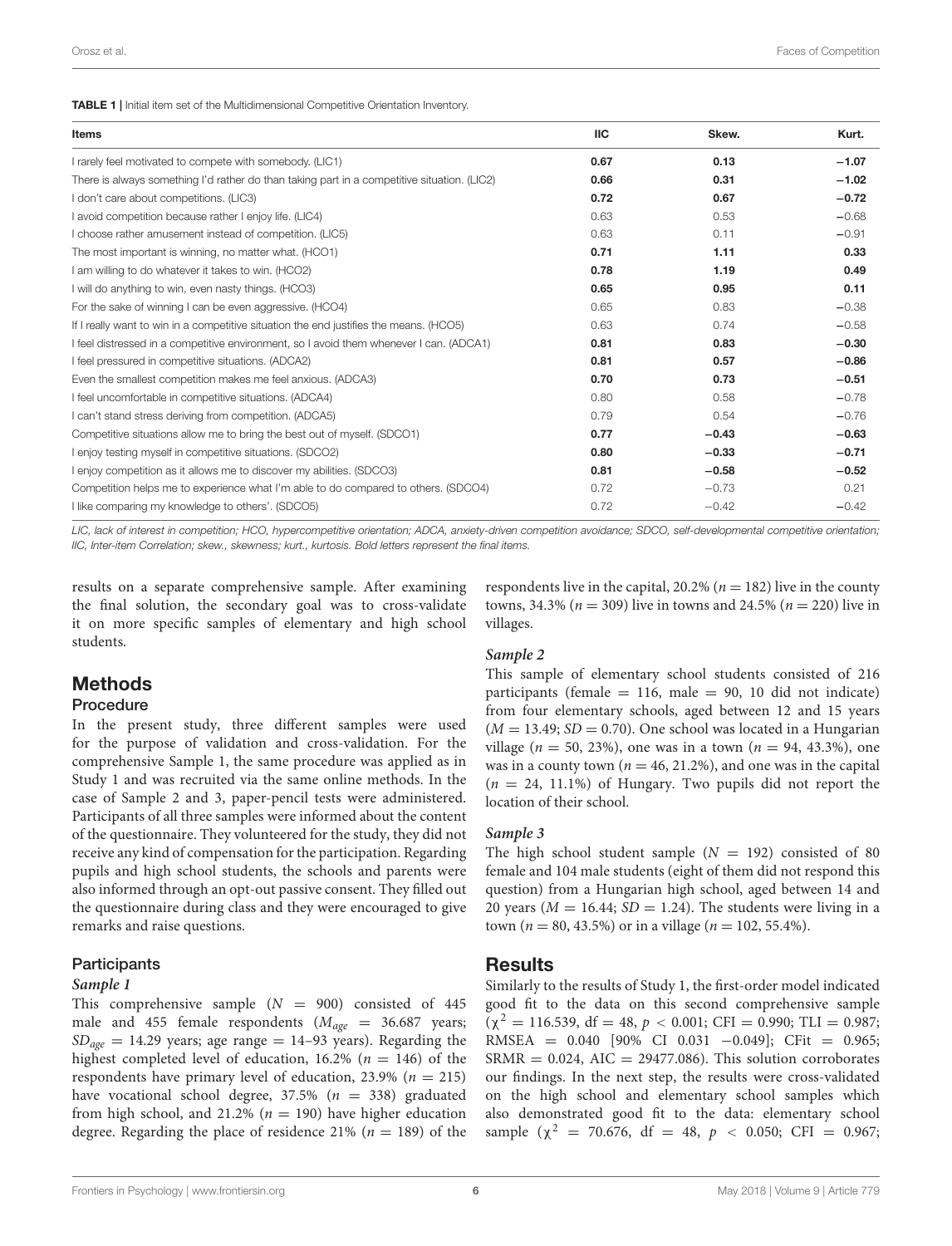**TABLE 1 |** Initial item set of the Multidimensional Competitive Orientation Inventory.

| Items | IIC | Skew. | Kurt. |
|---|---|---|---|
| I rarely feel motivated to compete with somebody. (LIC1) | **0.67** | **0.13** | **−1.07** |
| There is always something I'd rather do than taking part in a competitive situation. (LIC2) | **0.66** | **0.31** | **−1.02** |
| I don't care about competitions. (LIC3) | **0.72** | **0.67** | **−0.72** |
| I avoid competition because rather I enjoy life. (LIC4) | 0.63 | 0.53 | −0.68 |
| I choose rather amusement instead of competition. (LIC5) | 0.63 | 0.11 | −0.91 |
| The most important is winning, no matter what. (HCO1) | **0.71** | **1.11** | **0.33** |
| I am willing to do whatever it takes to win. (HCO2) | **0.78** | **1.19** | **0.49** |
| I will do anything to win, even nasty things. (HCO3) | **0.65** | **0.95** | **0.11** |
| For the sake of winning I can be even aggressive. (HCO4) | 0.65 | 0.83 | −0.38 |
| If I really want to win in a competitive situation the end justifies the means. (HCO5) | 0.63 | 0.74 | −0.58 |
| I feel distressed in a competitive environment, so I avoid them whenever I can. (ADCA1) | **0.81** | **0.83** | **−0.30** |
| I feel pressured in competitive situations. (ADCA2) | **0.81** | **0.57** | **−0.86** |
| Even the smallest competition makes me feel anxious. (ADCA3) | **0.70** | **0.73** | **−0.51** |
| I feel uncomfortable in competitive situations. (ADCA4) | 0.80 | 0.58 | −0.78 |
| I can't stand stress deriving from competition. (ADCA5) | 0.79 | 0.54 | −0.76 |
| Competitive situations allow me to bring the best out of myself. (SDCO1) | **0.77** | **−0.43** | **−0.63** |
| I enjoy testing myself in competitive situations. (SDCO2) | **0.80** | **−0.33** | **−0.71** |
| I enjoy competition as it allows me to discover my abilities. (SDCO3) | **0.81** | **−0.58** | **−0.52** |
| Competition helps me to experience what I'm able to do compared to others. (SDCO4) | 0.72 | −0.73 | 0.21 |
| I like comparing my knowledge to others'. (SDCO5) | 0.72 | −0.42 | −0.42 |

*LIC, lack of interest in competition; HCO, hypercompetitive orientation; ADCA, anxiety-driven competition avoidance; SDCO, self-developmental competitive orientation; IIC, Inter-item Correlation; skew., skewness; kurt., kurtosis. Bold letters represent the final items.*

results on a separate comprehensive sample. After examining the final solution, the secondary goal was to cross-validate it on more specific samples of elementary and high school students.

## Methods

### Procedure

In the present study, three different samples were used for the purpose of validation and cross-validation. For the comprehensive Sample 1, the same procedure was applied as in Study 1 and was recruited via the same online methods. In the case of Sample 2 and 3, paper-pencil tests were administered. Participants of all three samples were informed about the content of the questionnaire. They volunteered for the study, they did not receive any kind of compensation for the participation. Regarding pupils and high school students, the schools and parents were also informed through an opt-out passive consent. They filled out the questionnaire during class and they were encouraged to give remarks and raise questions.

### Participants

#### *Sample 1*

This comprehensive sample ($N = 900$) consisted of 445 male and 455 female respondents ($M_{age} = 36.687$ years; $SD_{age} = 14.29$ years; age range = 14–93 years). Regarding the highest completed level of education, 16.2% ($n = 146$) of the respondents have primary level of education, 23.9% ($n = 215$) have vocational school degree, 37.5% ($n = 338$) graduated from high school, and 21.2% ($n = 190$) have higher education degree. Regarding the place of residence 21% ($n = 189$) of the respondents live in the capital, 20.2% ($n = 182$) live in the county towns, 34.3% ($n = 309$) live in towns and 24.5% ($n = 220$) live in villages.

#### *Sample 2*

This sample of elementary school students consisted of 216 participants (female = 116, male = 90, 10 did not indicate) from four elementary schools, aged between 12 and 15 years ($M = 13.49$; $SD = 0.70$). One school was located in a Hungarian village ($n = 50$, 23%), one was in a town ($n = 94$, 43.3%), one was in a county town ($n = 46$, 21.2%), and one was in the capital ($n = 24$, 11.1%) of Hungary. Two pupils did not report the location of their school.

#### *Sample 3*

The high school student sample ($N = 192$) consisted of 80 female and 104 male students (eight of them did not respond this question) from a Hungarian high school, aged between 14 and 20 years ($M = 16.44$; $SD = 1.24$). The students were living in a town ($n = 80$, 43.5%) or in a village ($n = 102$, 55.4%).

## Results

Similarly to the results of Study 1, the first-order model indicated good fit to the data on this second comprehensive sample ($\chi^2 = 116.539$, df = 48, $p < 0.001$; CFI = 0.990; TLI = 0.987; RMSEA = 0.040 [90% CI 0.031 −0.049]; CFit = 0.965; SRMR = 0.024, AIC = 29477.086). This solution corroborates our findings. In the next step, the results were cross-validated on the high school and elementary school samples which also demonstrated good fit to the data: elementary school sample ($\chi^2 = 70.676$, df = 48, $p < 0.050$; CFI = 0.967;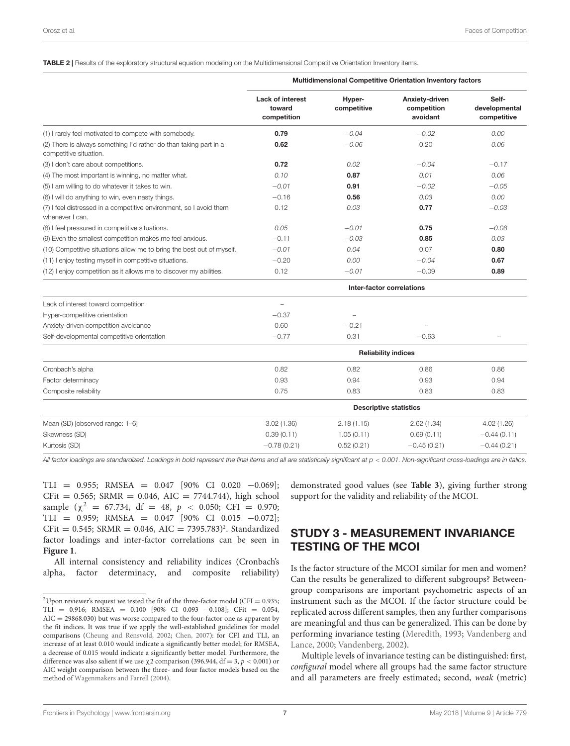**TABLE 2 |** Results of the exploratory structural equation modeling on the Multidimensional Competitive Orientation Inventory items.

| | Multidimensional Competitive Orientation Inventory factors | | | |
|---|---|---|---|---|
| | **Lack of interest toward competition** | **Hyper-competitive** | **Anxiety-driven competition avoidant** | **Self-developmental competitive** |
| (1) I rarely feel motivated to compete with somebody. | **0.79** | *−0.04* | *−0.02* | *0.00* |
| (2) There is always something I'd rather do than taking part in a competitive situation. | **0.62** | *−0.06* | 0.20 | *0.06* |
| (3) I don't care about competitions. | **0.72** | *0.02* | *−0.04* | −0.17 |
| (4) The most important is winning, no matter what. | *0.10* | **0.87** | *0.01* | *0.06* |
| (5) I am willing to do whatever it takes to win. | *−0.01* | **0.91** | *−0.02* | *−0.05* |
| (6) I will do anything to win, even nasty things. | −0.16 | **0.56** | *0.03* | *0.00* |
| (7) I feel distressed in a competitive environment, so I avoid them whenever I can. | 0.12 | *0.03* | **0.77** | *−0.03* |
| (8) I feel pressured in competitive situations. | *0.05* | *−0.01* | **0.75** | *−0.08* |
| (9) Even the smallest competition makes me feel anxious. | −0.11 | *−0.03* | **0.85** | *0.03* |
| (10) Competitive situations allow me to bring the best out of myself. | *−0.01* | *0.04* | 0.07 | **0.80** |
| (11) I enjoy testing myself in competitive situations. | −0.20 | *0.00* | *−0.04* | **0.67** |
| (12) I enjoy competition as it allows me to discover my abilities. | 0.12 | *−0.01* | −0.09 | **0.89** |
| | **Inter-factor correlations** | | | |
| Lack of interest toward competition | – | | | |
| Hyper-competitive orientation | −0.37 | – | | |
| Anxiety-driven competition avoidance | 0.60 | −0.21 | – | |
| Self-developmental competitive orientation | −0.77 | 0.31 | −0.63 | – |
| | **Reliability indices** | | | |
| Cronbach's alpha | 0.82 | 0.82 | 0.86 | 0.86 |
| Factor determinacy | 0.93 | 0.94 | 0.93 | 0.94 |
| Composite reliability | 0.75 | 0.83 | 0.83 | 0.83 |
| | **Descriptive statistics** | | | |
| Mean (SD) [observed range: 1–6] | 3.02 (1.36) | 2.18 (1.15) | 2.62 (1.34) | 4.02 (1.26) |
| Skewness (SD) | 0.39 (0.11) | 1.05 (0.11) | 0.69 (0.11) | −0.44 (0.11) |
| Kurtosis (SD) | −0.78 (0.21) | 0.52 (0.21) | −0.45 (0.21) | −0.44 (0.21) |

*All factor loadings are standardized. Loadings in bold represent the final items and all are statistically significant at $p < 0.001$. Non-significant cross-loadings are in italics.*

TLI = 0.955; RMSEA = 0.047 [90% CI 0.020 −0.069]; CFit = 0.565; SRMR = 0.046, AIC = 7744.744), high school sample ($\chi^2 = 67.734$, df = 48, $p < 0.050$; CFI = 0.970; TLI = 0.959; RMSEA = 0.047 [90% CI 0.015 −0.072]; CFit = 0.545; SRMR = 0.046, AIC = 7395.783)[2]. Standardized factor loadings and inter-factor correlations can be seen in **Figure 1**.

All internal consistency and reliability indices (Cronbach's alpha, factor determinacy, and composite reliability) demonstrated good values (see **Table 3**), giving further strong support for the validity and reliability of the MCOI.

## STUDY 3 - MEASUREMENT INVARIANCE TESTING OF THE MCOI

Is the factor structure of the MCOI similar for men and women? Can the results be generalized to different subgroups? Between-group comparisons are important psychometric aspects of an instrument such as the MCOI. If the factor structure could be replicated across different samples, then any further comparisons are meaningful and thus can be generalized. This can be done by performing invariance testing (Meredith, 1993; Vandenberg and Lance, 2000; Vandenberg, 2002).

Multiple levels of invariance testing can be distinguished: first, *configural* model where all groups had the same factor structure and all parameters are freely estimated; second, *weak* (metric)

[2]Upon reviewer's request we tested the fit of the three-factor model (CFI = 0.935; TLI = 0.916; RMSEA = 0.100 [90% CI 0.093 −0.108]; CFit = 0.054, AIC = 29868.030) but was worse compared to the four-factor one as apparent by the fit indices. It was true if we apply the well-established guidelines for model comparisons (Cheung and Rensvold, 2002; Chen, 2007): for CFI and TLI, an increase of at least 0.010 would indicate a significantly better model; for RMSEA, a decrease of 0.015 would indicate a significantly better model. Furthermore, the difference was also salient if we use $\chi 2$ comparison (396.944, df = 3, $p < 0.001$) or AIC weight comparison between the three- and four factor models based on the method of Wagenmakers and Farrell (2004).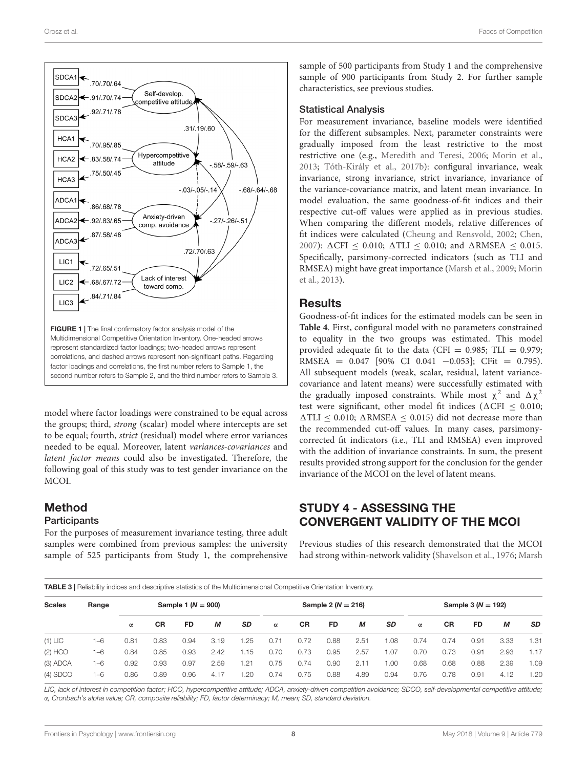FIGURE 1 | The final confirmatory factor analysis model of the Multidimensional Competitive Orientation Inventory. One-headed arrows represent standardized factor loadings; two-headed arrows represent correlations, and dashed arrows represent non-significant paths. Regarding factor loadings and correlations, the first number refers to Sample 1, the second number refers to Sample 2, and the third number refers to Sample 3.

model where factor loadings were constrained to be equal across the groups; third, *strong* (scalar) model where intercepts are set to be equal; fourth, *strict* (residual) model where error variances needed to be equal. Moreover, latent *variances-covariances* and *latent factor means* could also be investigated. Therefore, the following goal of this study was to test gender invariance on the MCOI.

## Method

### Participants

For the purposes of measurement invariance testing, three adult samples were combined from previous samples: the university sample of 525 participants from Study 1, the comprehensive sample of 500 participants from Study 1 and the comprehensive sample of 900 participants from Study 2. For further sample characteristics, see previous studies.

### Statistical Analysis

For measurement invariance, baseline models were identified for the different subsamples. Next, parameter constraints were gradually imposed from the least restrictive to the most restrictive one (e.g., Meredith and Teresi, 2006; Morin et al., 2013; Tóth-Király et al., 2017b): configural invariance, weak invariance, strong invariance, strict invariance, invariance of the variance-covariance matrix, and latent mean invariance. In model evaluation, the same goodness-of-fit indices and their respective cut-off values were applied as in previous studies. When comparing the different models, relative differences of fit indices were calculated (Cheung and Rensvold, 2002; Chen, 2007): $\Delta CFI \leq 0.010$; $\Delta TLI \leq 0.010$; and $\Delta RMSEA \leq 0.015$. Specifically, parsimony-corrected indicators (such as TLI and RMSEA) might have great importance (Marsh et al., 2009; Morin et al., 2013).

## Results

Goodness-of-fit indices for the estimated models can be seen in **Table 4**. First, configural model with no parameters constrained to equality in the two groups was estimated. This model provided adequate fit to the data (CFI = 0.985; TLI = 0.979; RMSEA = 0.047 [90% CI 0.041 −0.053]; CFit = 0.795). All subsequent models (weak, scalar, residual, latent variance-covariance and latent means) were successfully estimated with the gradually imposed constraints. While most $\chi^2$ and $\Delta\chi^2$ test were significant, other model fit indices ($\Delta CFI \leq 0.010$; $\Delta TLI \leq 0.010$; $\Delta RMSEA \leq 0.015$) did not decrease more than the recommended cut-off values. In many cases, parsimony-corrected fit indicators (i.e., TLI and RMSEA) even improved with the addition of invariance constraints. In sum, the present results provided strong support for the conclusion for the gender invariance of the MCOI on the level of latent means.

## STUDY 4 - ASSESSING THE CONVERGENT VALIDITY OF THE MCOI

Previous studies of this research demonstrated that the MCOI had strong within-network validity (Shavelson et al., 1976; Marsh

**TABLE 3** | Reliability indices and descriptive statistics of the Multidimensional Competitive Orientation Inventory.

| Scales | Range | Sample 1 (*N* = 900) | | | | | Sample 2 (*N* = 216) | | | | | Sample 3 (*N* = 192) | | | | |
|---|---|---|---|---|---|---|---|---|---|---|---|---|---|---|---|---|
| | | α | CR | FD | *M* | *SD* | α | CR | FD | *M* | *SD* | α | CR | FD | *M* | *SD* |
| (1) LIC | 1–6 | 0.81 | 0.83 | 0.94 | 3.19 | 1.25 | 0.71 | 0.72 | 0.88 | 2.51 | 1.08 | 0.74 | 0.74 | 0.91 | 3.33 | 1.31 |
| (2) HCO | 1–6 | 0.84 | 0.85 | 0.93 | 2.42 | 1.15 | 0.70 | 0.73 | 0.95 | 2.57 | 1.07 | 0.70 | 0.73 | 0.91 | 2.93 | 1.17 |
| (3) ADCA | 1–6 | 0.92 | 0.93 | 0.97 | 2.59 | 1.21 | 0.75 | 0.74 | 0.90 | 2.11 | 1.00 | 0.68 | 0.68 | 0.88 | 2.39 | 1.09 |
| (4) SDCO | 1–6 | 0.86 | 0.89 | 0.96 | 4.17 | 1.20 | 0.74 | 0.75 | 0.88 | 4.89 | 0.94 | 0.76 | 0.78 | 0.91 | 4.12 | 1.20 |

*LIC, lack of interest in competition factor; HCO, hypercompetitive attitude; ADCA, anxiety-driven competition avoidance; SDCO, self-developmental competitive attitude; α, Cronbach's alpha value; CR, composite reliability; FD, factor determinacy; M, mean; SD, standard deviation.*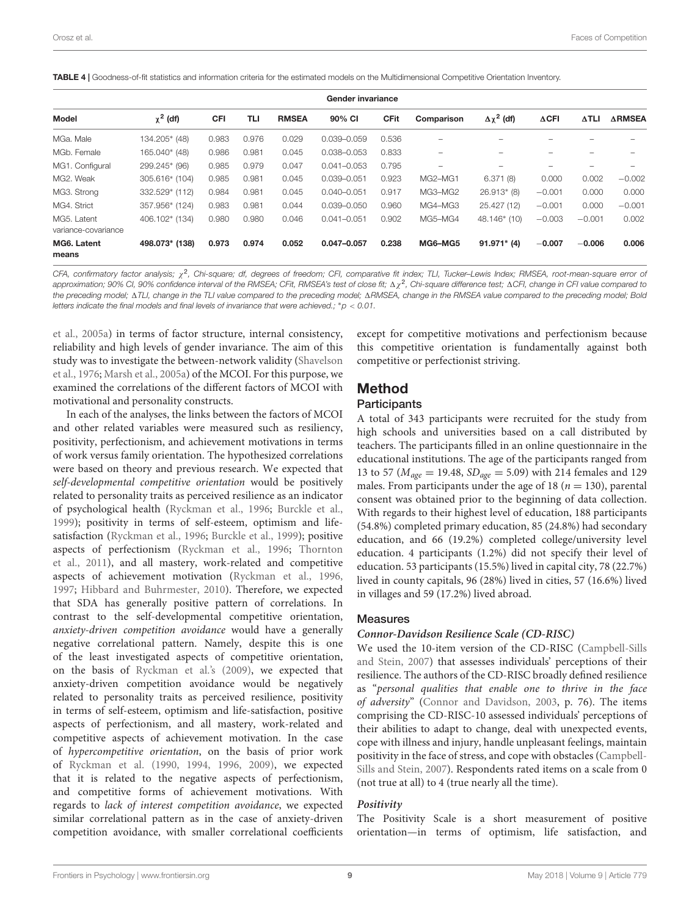**TABLE 4** | Goodness-of-fit statistics and information criteria for the estimated models on the Multidimensional Competitive Orientation Inventory.

| Model | Gender invariance | | | | | | | | | | |
|---|---|---|---|---|---|---|---|---|---|---|---|
| | $\chi^2$ (df) | CFI | TLI | RMSEA | 90% CI | CFit | Comparison | $\Delta\chi^2$ (df) | ΔCFI | ΔTLI | ΔRMSEA |
| MGa. Male | 134.205* (48) | 0.983 | 0.976 | 0.029 | 0.039–0.059 | 0.536 | – | – | – | – | – |
| MGb. Female | 165.040* (48) | 0.986 | 0.981 | 0.045 | 0.038–0.053 | 0.833 | – | – | – | – | – |
| MG1. Configural | 299.245* (96) | 0.985 | 0.979 | 0.047 | 0.041–0.053 | 0.795 | – | – | – | – | – |
| MG2. Weak | 305.616* (104) | 0.985 | 0.981 | 0.045 | 0.039–0.051 | 0.923 | MG2–MG1 | 6.371 (8) | 0.000 | 0.002 | −0.002 |
| MG3. Strong | 332.529* (112) | 0.984 | 0.981 | 0.045 | 0.040–0.051 | 0.917 | MG3–MG2 | 26.913* (8) | −0.001 | 0.000 | 0.000 |
| MG4. Strict | 357.956* (124) | 0.983 | 0.981 | 0.044 | 0.039–0.050 | 0.960 | MG4–MG3 | 25.427 (12) | −0.001 | 0.000 | −0.001 |
| MG5. Latent variance-covariance | 406.102* (134) | 0.980 | 0.980 | 0.046 | 0.041–0.051 | 0.902 | MG5–MG4 | 48.146* (10) | −0.003 | −0.001 | 0.002 |
| **MG6. Latent means** | **498.073* (138)** | **0.973** | **0.974** | **0.052** | **0.047–0.057** | **0.238** | **MG6–MG5** | **91.971* (4)** | **−0.007** | **−0.006** | **0.006** |

CFA, confirmatory factor analysis; $\chi^2$, Chi-square; df, degrees of freedom; CFI, comparative fit index; TLI, Tucker–Lewis Index; RMSEA, root-mean-square error of approximation; 90% CI, 90% confidence interval of the RMSEA; CFit, RMSEA's test of close fit; $\Delta\chi^2$, Chi-square difference test; ΔCFI, change in CFI value compared to the preceding model; ΔTLI, change in the TLI value compared to the preceding model; ΔRMSEA, change in the RMSEA value compared to the preceding model; Bold letters indicate the final models and final levels of invariance that were achieved.; $^*p < 0.01$.

et al., 2005a) in terms of factor structure, internal consistency, reliability and high levels of gender invariance. The aim of this study was to investigate the between-network validity (Shavelson et al., 1976; Marsh et al., 2005a) of the MCOI. For this purpose, we examined the correlations of the different factors of MCOI with motivational and personality constructs.

In each of the analyses, the links between the factors of MCOI and other related variables were measured such as resiliency, positivity, perfectionism, and achievement motivations in terms of work versus family orientation. The hypothesized correlations were based on theory and previous research. We expected that *self-developmental competitive orientation* would be positively related to personality traits as perceived resilience as an indicator of psychological health (Ryckman et al., 1996; Burckle et al., 1999); positivity in terms of self-esteem, optimism and life-satisfaction (Ryckman et al., 1996; Burckle et al., 1999); positive aspects of perfectionism (Ryckman et al., 1996; Thornton et al., 2011), and all mastery, work-related and competitive aspects of achievement motivation (Ryckman et al., 1996, 1997; Hibbard and Buhrmester, 2010). Therefore, we expected that SDA has generally positive pattern of correlations. In contrast to the self-developmental competitive orientation, *anxiety-driven competition avoidance* would have a generally negative correlational pattern. Namely, despite this is one of the least investigated aspects of competitive orientation, on the basis of Ryckman et al.'s (2009), we expected that anxiety-driven competition avoidance would be negatively related to personality traits as perceived resilience, positivity in terms of self-esteem, optimism and life-satisfaction, positive aspects of perfectionism, and all mastery, work-related and competitive aspects of achievement motivation. In the case of *hypercompetitive orientation*, on the basis of prior work of Ryckman et al. (1990, 1994, 1996, 2009), we expected that it is related to the negative aspects of perfectionism, and competitive forms of achievement motivations. With regards to *lack of interest competition avoidance*, we expected similar correlational pattern as in the case of anxiety-driven competition avoidance, with smaller correlational coefficients except for competitive motivations and perfectionism because this competitive orientation is fundamentally against both competitive or perfectionist striving.

## Method

### Participants

A total of 343 participants were recruited for the study from high schools and universities based on a call distributed by teachers. The participants filled in an online questionnaire in the educational institutions. The age of the participants ranged from 13 to 57 ($M_{age} = 19.48$, $SD_{age} = 5.09$) with 214 females and 129 males. From participants under the age of 18 ($n = 130$), parental consent was obtained prior to the beginning of data collection. With regards to their highest level of education, 188 participants (54.8%) completed primary education, 85 (24.8%) had secondary education, and 66 (19.2%) completed college/university level education. 4 participants (1.2%) did not specify their level of education. 53 participants (15.5%) lived in capital city, 78 (22.7%) lived in county capitals, 96 (28%) lived in cities, 57 (16.6%) lived in villages and 59 (17.2%) lived abroad.

### Measures

#### *Connor-Davidson Resilience Scale (CD-RISC)*

We used the 10-item version of the CD-RISC (Campbell-Sills and Stein, 2007) that assesses individuals' perceptions of their resilience. The authors of the CD-RISC broadly defined resilience as "*personal qualities that enable one to thrive in the face of adversity*" (Connor and Davidson, 2003, p. 76). The items comprising the CD-RISC-10 assessed individuals' perceptions of their abilities to adapt to change, deal with unexpected events, cope with illness and injury, handle unpleasant feelings, maintain positivity in the face of stress, and cope with obstacles (Campbell-Sills and Stein, 2007). Respondents rated items on a scale from 0 (not true at all) to 4 (true nearly all the time).

#### *Positivity*

The Positivity Scale is a short measurement of positive orientation—in terms of optimism, life satisfaction, and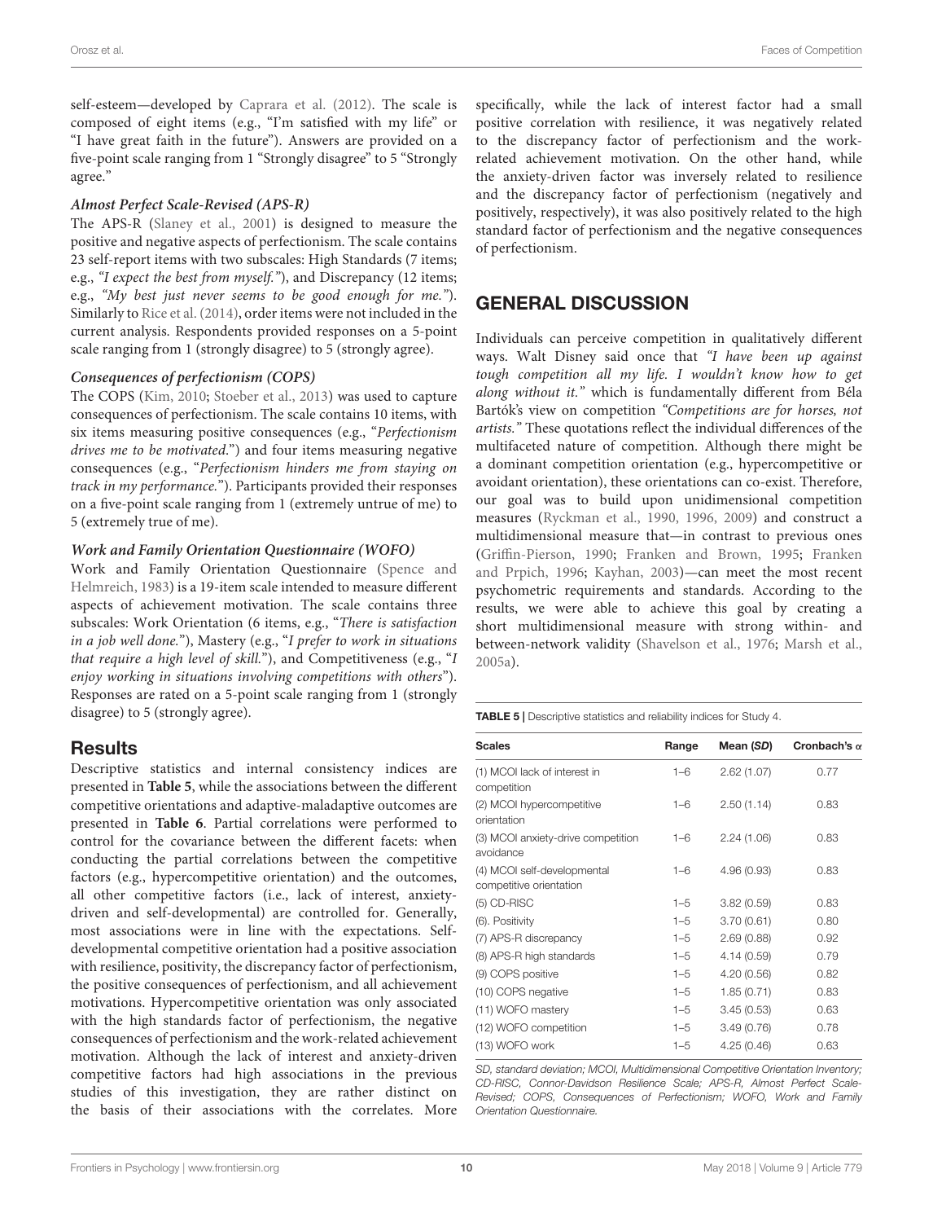self-esteem—developed by Caprara et al. (2012). The scale is composed of eight items (e.g., "I'm satisfied with my life" or "I have great faith in the future"). Answers are provided on a five-point scale ranging from 1 "Strongly disagree" to 5 "Strongly agree."

#### *Almost Perfect Scale-Revised (APS-R)*

The APS-R (Slaney et al., 2001) is designed to measure the positive and negative aspects of perfectionism. The scale contains 23 self-report items with two subscales: High Standards (7 items; e.g., *"I expect the best from myself."*), and Discrepancy (12 items; e.g., *"My best just never seems to be good enough for me."*). Similarly to Rice et al. (2014), order items were not included in the current analysis. Respondents provided responses on a 5-point scale ranging from 1 (strongly disagree) to 5 (strongly agree).

#### *Consequences of perfectionism (COPS)*

The COPS (Kim, 2010; Stoeber et al., 2013) was used to capture consequences of perfectionism. The scale contains 10 items, with six items measuring positive consequences (e.g., "*Perfectionism drives me to be motivated.*") and four items measuring negative consequences (e.g., "*Perfectionism hinders me from staying on track in my performance.*"). Participants provided their responses on a five-point scale ranging from 1 (extremely untrue of me) to 5 (extremely true of me).

#### *Work and Family Orientation Questionnaire (WOFO)*

Work and Family Orientation Questionnaire (Spence and Helmreich, 1983) is a 19-item scale intended to measure different aspects of achievement motivation. The scale contains three subscales: Work Orientation (6 items, e.g., "*There is satisfaction in a job well done.*"), Mastery (e.g., "*I prefer to work in situations that require a high level of skill.*"), and Competitiveness (e.g., "*I enjoy working in situations involving competitions with others*"). Responses are rated on a 5-point scale ranging from 1 (strongly disagree) to 5 (strongly agree).

### Results

Descriptive statistics and internal consistency indices are presented in **Table 5**, while the associations between the different competitive orientations and adaptive-maladaptive outcomes are presented in **Table 6**. Partial correlations were performed to control for the covariance between the different facets: when conducting the partial correlations between the competitive factors (e.g., hypercompetitive orientation) and the outcomes, all other competitive factors (i.e., lack of interest, anxiety-driven and self-developmental) are controlled for. Generally, most associations were in line with the expectations. Self-developmental competitive orientation had a positive association with resilience, positivity, the discrepancy factor of perfectionism, the positive consequences of perfectionism, and all achievement motivations. Hypercompetitive orientation was only associated with the high standards factor of perfectionism, the negative consequences of perfectionism and the work-related achievement motivation. Although the lack of interest and anxiety-driven competitive factors had high associations in the previous studies of this investigation, they are rather distinct on the basis of their associations with the correlates. More specifically, while the lack of interest factor had a small positive correlation with resilience, it was negatively related to the discrepancy factor of perfectionism and the work-related achievement motivation. On the other hand, while the anxiety-driven factor was inversely related to resilience and the discrepancy factor of perfectionism (negatively and positively, respectively), it was also positively related to the high standard factor of perfectionism and the negative consequences of perfectionism.

## GENERAL DISCUSSION

Individuals can perceive competition in qualitatively different ways. Walt Disney said once that *"I have been up against tough competition all my life. I wouldn't know how to get along without it."* which is fundamentally different from Béla Bartók's view on competition *"Competitions are for horses, not artists."* These quotations reflect the individual differences of the multifaceted nature of competition. Although there might be a dominant competition orientation (e.g., hypercompetitive or avoidant orientation), these orientations can co-exist. Therefore, our goal was to build upon unidimensional competition measures (Ryckman et al., 1990, 1996, 2009) and construct a multidimensional measure that—in contrast to previous ones (Griffin-Pierson, 1990; Franken and Brown, 1995; Franken and Prpich, 1996; Kayhan, 2003)—can meet the most recent psychometric requirements and standards. According to the results, we were able to achieve this goal by creating a short multidimensional measure with strong within- and between-network validity (Shavelson et al., 1976; Marsh et al., 2005a).

**TABLE 5** | Descriptive statistics and reliability indices for Study 4.

| Scales | Range | Mean (*SD*) | Cronbach's α |
|---|---|---|---|
| (1) MCOI lack of interest in competition | 1–6 | 2.62 (1.07) | 0.77 |
| (2) MCOI hypercompetitive orientation | 1–6 | 2.50 (1.14) | 0.83 |
| (3) MCOI anxiety-drive competition avoidance | 1–6 | 2.24 (1.06) | 0.83 |
| (4) MCOI self-developmental competitive orientation | 1–6 | 4.96 (0.93) | 0.83 |
| (5) CD-RISC | 1–5 | 3.82 (0.59) | 0.83 |
| (6). Positivity | 1–5 | 3.70 (0.61) | 0.80 |
| (7) APS-R discrepancy | 1–5 | 2.69 (0.88) | 0.92 |
| (8) APS-R high standards | 1–5 | 4.14 (0.59) | 0.79 |
| (9) COPS positive | 1–5 | 4.20 (0.56) | 0.82 |
| (10) COPS negative | 1–5 | 1.85 (0.71) | 0.83 |
| (11) WOFO mastery | 1–5 | 3.45 (0.53) | 0.63 |
| (12) WOFO competition | 1–5 | 3.49 (0.76) | 0.78 |
| (13) WOFO work | 1–5 | 4.25 (0.46) | 0.63 |

*SD, standard deviation; MCOI, Multidimensional Competitive Orientation Inventory; CD-RISC, Connor-Davidson Resilience Scale; APS-R, Almost Perfect Scale-Revised; COPS, Consequences of Perfectionism; WOFO, Work and Family Orientation Questionnaire.*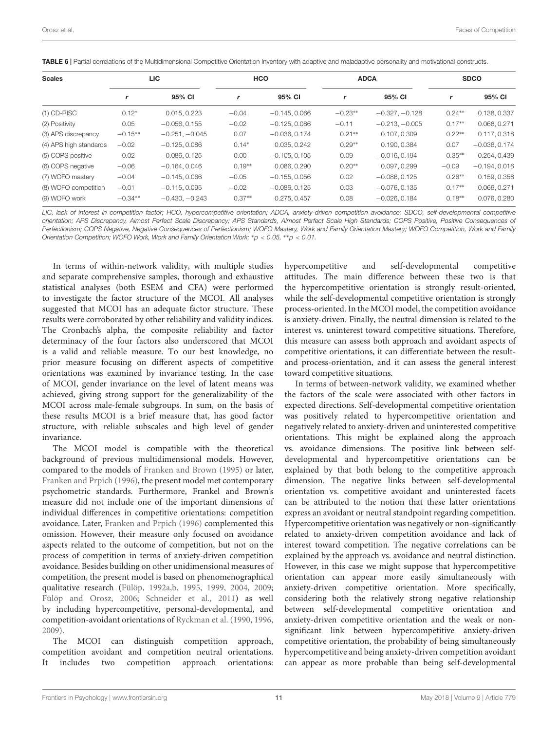**TABLE 6 |** Partial correlations of the Multidimensional Competitive Orientation Inventory with adaptive and maladaptive personality and motivational constructs.

| Scales | LIC | | HCO | | ADCA | | SDCO | |
|---|---|---|---|---|---|---|---|---|
| | *r* | 95% CI | *r* | 95% CI | *r* | 95% CI | *r* | 95% CI |
| (1) CD-RISC | 0.12* | 0.015, 0.223 | −0.04 | −0.145, 0.066 | −0.23** | −0.327, −0.128 | 0.24** | 0.138, 0.337 |
| (2) Positivity | 0.05 | −0.056, 0.155 | −0.02 | −0.125, 0.086 | −0.11 | −0.213, −0.005 | 0.17** | 0.066, 0.271 |
| (3) APS discrepancy | −0.15** | −0.251, −0.045 | 0.07 | −0.036, 0.174 | 0.21** | 0.107, 0.309 | 0.22** | 0.117, 0.318 |
| (4) APS high standards | −0.02 | −0.125, 0.086 | 0.14* | 0.035, 0.242 | 0.29** | 0.190, 0.384 | 0.07 | −0.036, 0.174 |
| (5) COPS positive | 0.02 | −0.086, 0.125 | 0.00 | −0.105, 0.105 | 0.09 | −0.016, 0.194 | 0.35** | 0.254, 0.439 |
| (6) COPS negative | −0.06 | −0.164, 0.046 | 0.19** | 0.086, 0.290 | 0.20** | 0.097, 0.299 | −0.09 | −0.194, 0.016 |
| (7) WOFO mastery | −0.04 | −0.145, 0.066 | −0.05 | −0.155, 0.056 | 0.02 | −0.086, 0.125 | 0.26** | 0.159, 0.356 |
| (8) WOFO competition | −0.01 | −0.115, 0.095 | −0.02 | −0.086, 0.125 | 0.03 | −0.076, 0.135 | 0.17** | 0.066, 0.271 |
| (9) WOFO work | −0.34** | −0.430, −0.243 | 0.37** | 0.275, 0.457 | 0.08 | −0.026, 0.184 | 0.18** | 0.076, 0.280 |

*LIC, lack of interest in competition factor; HCO, hypercompetitive orientation; ADCA, anxiety-driven competition avoidance; SDCO, self-developmental competitive orientation; APS Discrepancy, Almost Perfect Scale Discrepancy; APS Standards, Almost Perfect Scale High Standards; COPS Positive, Positive Consequences of Perfectionism; COPS Negative, Negative Consequences of Perfectionism; WOFO Mastery, Work and Family Orientation Mastery; WOFO Competition, Work and Family Orientation Competition; WOFO Work, Work and Family Orientation Work; \*p < 0.05, \*\*p < 0.01.*

In terms of within-network validity, with multiple studies and separate comprehensive samples, thorough and exhaustive statistical analyses (both ESEM and CFA) were performed to investigate the factor structure of the MCOI. All analyses suggested that MCOI has an adequate factor structure. These results were corroborated by other reliability and validity indices. The Cronbach's alpha, the composite reliability and factor determinacy of the four factors also underscored that MCOI is a valid and reliable measure. To our best knowledge, no prior measure focusing on different aspects of competitive orientations was examined by invariance testing. In the case of MCOI, gender invariance on the level of latent means was achieved, giving strong support for the generalizability of the MCOI across male-female subgroups. In sum, on the basis of these results MCOI is a brief measure that, has good factor structure, with reliable subscales and high level of gender invariance.

The MCOI model is compatible with the theoretical background of previous multidimensional models. However, compared to the models of Franken and Brown (1995) or later, Franken and Prpich (1996), the present model met contemporary psychometric standards. Furthermore, Frankel and Brown's measure did not include one of the important dimensions of individual differences in competitive orientations: competition avoidance. Later, Franken and Prpich (1996) complemented this omission. However, their measure only focused on avoidance aspects related to the outcome of competition, but not on the process of competition in terms of anxiety-driven competition avoidance. Besides building on other unidimensional measures of competition, the present model is based on phenomenographical qualitative research (Fülöp, 1992a,b, 1995, 1999, 2004, 2009; Fülöp and Orosz, 2006; Schneider et al., 2011) as well by including hypercompetitive, personal-developmental, and competition-avoidant orientations of Ryckman et al. (1990, 1996, 2009).

The MCOI can distinguish competition approach, competition avoidant and competition neutral orientations. It includes two competition approach orientations: hypercompetitive and self-developmental competitive attitudes. The main difference between these two is that the hypercompetitive orientation is strongly result-oriented, while the self-developmental competitive orientation is strongly process-oriented. In the MCOI model, the competition avoidance is anxiety-driven. Finally, the neutral dimension is related to the interest vs. uninterest toward competitive situations. Therefore, this measure can assess both approach and avoidant aspects of competitive orientations, it can differentiate between the result- and process-orientation, and it can assess the general interest toward competitive situations.

In terms of between-network validity, we examined whether the factors of the scale were associated with other factors in expected directions. Self-developmental competitive orientation was positively related to hypercompetitive orientation and negatively related to anxiety-driven and uninterested competitive orientations. This might be explained along the approach vs. avoidance dimensions. The positive link between self-developmental and hypercompetitive orientations can be explained by that both belong to the competitive approach dimension. The negative links between self-developmental orientation vs. competitive avoidant and uninterested facets can be attributed to the notion that these latter orientations express an avoidant or neutral standpoint regarding competition. Hypercompetitive orientation was negatively or non-significantly related to anxiety-driven competition avoidance and lack of interest toward competition. The negative correlations can be explained by the approach vs. avoidance and neutral distinction. However, in this case we might suppose that hypercompetitive orientation can appear more easily simultaneously with anxiety-driven competitive orientation. More specifically, considering both the relatively strong negative relationship between self-developmental competitive orientation and anxiety-driven competitive orientation and the weak or non-significant link between hypercompetitive anxiety-driven competitive orientation, the probability of being simultaneously hypercompetitive and being anxiety-driven competition avoidant can appear as more probable than being self-developmental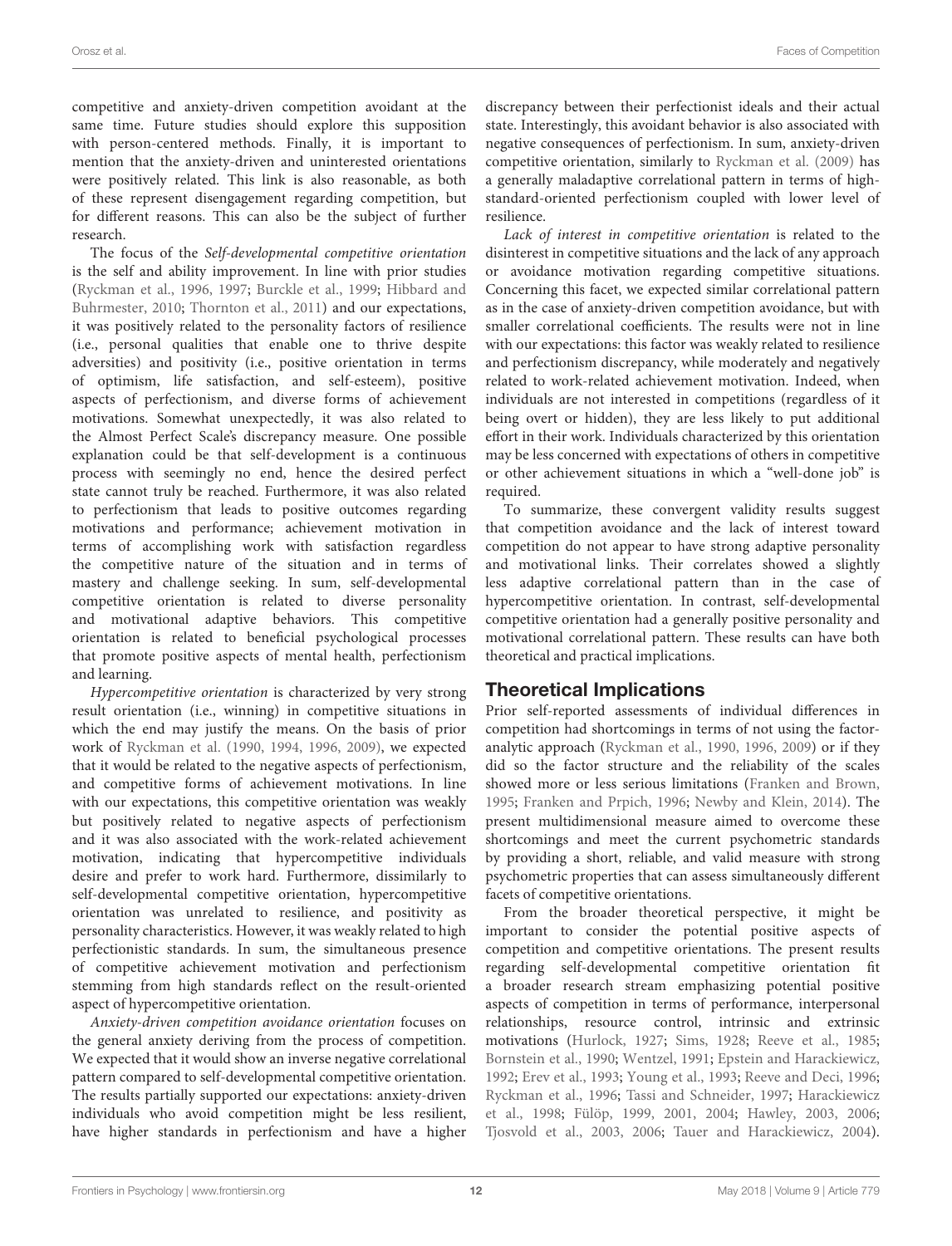competitive and anxiety-driven competition avoidant at the same time. Future studies should explore this supposition with person-centered methods. Finally, it is important to mention that the anxiety-driven and uninterested orientations were positively related. This link is also reasonable, as both of these represent disengagement regarding competition, but for different reasons. This can also be the subject of further research.

The focus of the *Self-developmental competitive orientation* is the self and ability improvement. In line with prior studies (Ryckman et al., 1996, 1997; Burckle et al., 1999; Hibbard and Buhrmester, 2010; Thornton et al., 2011) and our expectations, it was positively related to the personality factors of resilience (i.e., personal qualities that enable one to thrive despite adversities) and positivity (i.e., positive orientation in terms of optimism, life satisfaction, and self-esteem), positive aspects of perfectionism, and diverse forms of achievement motivations. Somewhat unexpectedly, it was also related to the Almost Perfect Scale's discrepancy measure. One possible explanation could be that self-development is a continuous process with seemingly no end, hence the desired perfect state cannot truly be reached. Furthermore, it was also related to perfectionism that leads to positive outcomes regarding motivations and performance; achievement motivation in terms of accomplishing work with satisfaction regardless the competitive nature of the situation and in terms of mastery and challenge seeking. In sum, self-developmental competitive orientation is related to diverse personality and motivational adaptive behaviors. This competitive orientation is related to beneficial psychological processes that promote positive aspects of mental health, perfectionism and learning.

*Hypercompetitive orientation* is characterized by very strong result orientation (i.e., winning) in competitive situations in which the end may justify the means. On the basis of prior work of Ryckman et al. (1990, 1994, 1996, 2009), we expected that it would be related to the negative aspects of perfectionism, and competitive forms of achievement motivations. In line with our expectations, this competitive orientation was weakly but positively related to negative aspects of perfectionism and it was also associated with the work-related achievement motivation, indicating that hypercompetitive individuals desire and prefer to work hard. Furthermore, dissimilarly to self-developmental competitive orientation, hypercompetitive orientation was unrelated to resilience, and positivity as personality characteristics. However, it was weakly related to high perfectionistic standards. In sum, the simultaneous presence of competitive achievement motivation and perfectionism stemming from high standards reflect on the result-oriented aspect of hypercompetitive orientation.

*Anxiety-driven competition avoidance orientation* focuses on the general anxiety deriving from the process of competition. We expected that it would show an inverse negative correlational pattern compared to self-developmental competitive orientation. The results partially supported our expectations: anxiety-driven individuals who avoid competition might be less resilient, have higher standards in perfectionism and have a higher discrepancy between their perfectionist ideals and their actual state. Interestingly, this avoidant behavior is also associated with negative consequences of perfectionism. In sum, anxiety-driven competitive orientation, similarly to Ryckman et al. (2009) has a generally maladaptive correlational pattern in terms of high-standard-oriented perfectionism coupled with lower level of resilience.

*Lack of interest in competitive orientation* is related to the disinterest in competitive situations and the lack of any approach or avoidance motivation regarding competitive situations. Concerning this facet, we expected similar correlational pattern as in the case of anxiety-driven competition avoidance, but with smaller correlational coefficients. The results were not in line with our expectations: this factor was weakly related to resilience and perfectionism discrepancy, while moderately and negatively related to work-related achievement motivation. Indeed, when individuals are not interested in competitions (regardless of it being overt or hidden), they are less likely to put additional effort in their work. Individuals characterized by this orientation may be less concerned with expectations of others in competitive or other achievement situations in which a "well-done job" is required.

To summarize, these convergent validity results suggest that competition avoidance and the lack of interest toward competition do not appear to have strong adaptive personality and motivational links. Their correlates showed a slightly less adaptive correlational pattern than in the case of hypercompetitive orientation. In contrast, self-developmental competitive orientation had a generally positive personality and motivational correlational pattern. These results can have both theoretical and practical implications.

## Theoretical Implications

Prior self-reported assessments of individual differences in competition had shortcomings in terms of not using the factor-analytic approach (Ryckman et al., 1990, 1996, 2009) or if they did so the factor structure and the reliability of the scales showed more or less serious limitations (Franken and Brown, 1995; Franken and Prpich, 1996; Newby and Klein, 2014). The present multidimensional measure aimed to overcome these shortcomings and meet the current psychometric standards by providing a short, reliable, and valid measure with strong psychometric properties that can assess simultaneously different facets of competitive orientations.

From the broader theoretical perspective, it might be important to consider the potential positive aspects of competition and competitive orientations. The present results regarding self-developmental competitive orientation fit a broader research stream emphasizing potential positive aspects of competition in terms of performance, interpersonal relationships, resource control, intrinsic and extrinsic motivations (Hurlock, 1927; Sims, 1928; Reeve et al., 1985; Bornstein et al., 1990; Wentzel, 1991; Epstein and Harackiewicz, 1992; Erev et al., 1993; Young et al., 1993; Reeve and Deci, 1996; Ryckman et al., 1996; Tassi and Schneider, 1997; Harackiewicz et al., 1998; Fülöp, 1999, 2001, 2004; Hawley, 2003, 2006; Tjosvold et al., 2003, 2006; Tauer and Harackiewicz, 2004).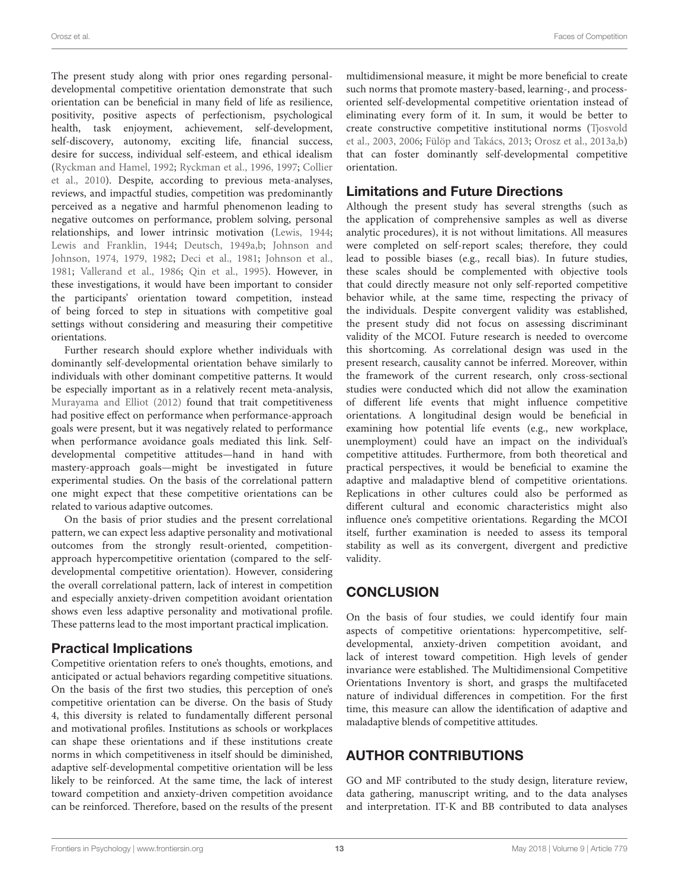The present study along with prior ones regarding personal-developmental competitive orientation demonstrate that such orientation can be beneficial in many field of life as resilience, positivity, positive aspects of perfectionism, psychological health, task enjoyment, achievement, self-development, self-discovery, autonomy, exciting life, financial success, desire for success, individual self-esteem, and ethical idealism (Ryckman and Hamel, 1992; Ryckman et al., 1996, 1997; Collier et al., 2010). Despite, according to previous meta-analyses, reviews, and impactful studies, competition was predominantly perceived as a negative and harmful phenomenon leading to negative outcomes on performance, problem solving, personal relationships, and lower intrinsic motivation (Lewis, 1944; Lewis and Franklin, 1944; Deutsch, 1949a,b; Johnson and Johnson, 1974, 1979, 1982; Deci et al., 1981; Johnson et al., 1981; Vallerand et al., 1986; Qin et al., 1995). However, in these investigations, it would have been important to consider the participants' orientation toward competition, instead of being forced to step in situations with competitive goal settings without considering and measuring their competitive orientations.

Further research should explore whether individuals with dominantly self-developmental orientation behave similarly to individuals with other dominant competitive patterns. It would be especially important as in a relatively recent meta-analysis, Murayama and Elliot (2012) found that trait competitiveness had positive effect on performance when performance-approach goals were present, but it was negatively related to performance when performance avoidance goals mediated this link. Self-developmental competitive attitudes—hand in hand with mastery-approach goals—might be investigated in future experimental studies. On the basis of the correlational pattern one might expect that these competitive orientations can be related to various adaptive outcomes.

On the basis of prior studies and the present correlational pattern, we can expect less adaptive personality and motivational outcomes from the strongly result-oriented, competition-approach hypercompetitive orientation (compared to the self-developmental competitive orientation). However, considering the overall correlational pattern, lack of interest in competition and especially anxiety-driven competition avoidant orientation shows even less adaptive personality and motivational profile. These patterns lead to the most important practical implication.

## Practical Implications

Competitive orientation refers to one's thoughts, emotions, and anticipated or actual behaviors regarding competitive situations. On the basis of the first two studies, this perception of one's competitive orientation can be diverse. On the basis of Study 4, this diversity is related to fundamentally different personal and motivational profiles. Institutions as schools or workplaces can shape these orientations and if these institutions create norms in which competitiveness in itself should be diminished, adaptive self-developmental competitive orientation will be less likely to be reinforced. At the same time, the lack of interest toward competition and anxiety-driven competition avoidance can be reinforced. Therefore, based on the results of the present multidimensional measure, it might be more beneficial to create such norms that promote mastery-based, learning-, and process-oriented self-developmental competitive orientation instead of eliminating every form of it. In sum, it would be better to create constructive competitive institutional norms (Tjosvold et al., 2003, 2006; Fülöp and Takács, 2013; Orosz et al., 2013a,b) that can foster dominantly self-developmental competitive orientation.

## Limitations and Future Directions

Although the present study has several strengths (such as the application of comprehensive samples as well as diverse analytic procedures), it is not without limitations. All measures were completed on self-report scales; therefore, they could lead to possible biases (e.g., recall bias). In future studies, these scales should be complemented with objective tools that could directly measure not only self-reported competitive behavior while, at the same time, respecting the privacy of the individuals. Despite convergent validity was established, the present study did not focus on assessing discriminant validity of the MCOI. Future research is needed to overcome this shortcoming. As correlational design was used in the present research, causality cannot be inferred. Moreover, within the framework of the current research, only cross-sectional studies were conducted which did not allow the examination of different life events that might influence competitive orientations. A longitudinal design would be beneficial in examining how potential life events (e.g., new workplace, unemployment) could have an impact on the individual's competitive attitudes. Furthermore, from both theoretical and practical perspectives, it would be beneficial to examine the adaptive and maladaptive blend of competitive orientations. Replications in other cultures could also be performed as different cultural and economic characteristics might also influence one's competitive orientations. Regarding the MCOI itself, further examination is needed to assess its temporal stability as well as its convergent, divergent and predictive validity.

# CONCLUSION

On the basis of four studies, we could identify four main aspects of competitive orientations: hypercompetitive, self-developmental, anxiety-driven competition avoidant, and lack of interest toward competition. High levels of gender invariance were established. The Multidimensional Competitive Orientations Inventory is short, and grasps the multifaceted nature of individual differences in competition. For the first time, this measure can allow the identification of adaptive and maladaptive blends of competitive attitudes.

# AUTHOR CONTRIBUTIONS

GO and MF contributed to the study design, literature review, data gathering, manuscript writing, and to the data analyses and interpretation. IT-K and BB contributed to data analyses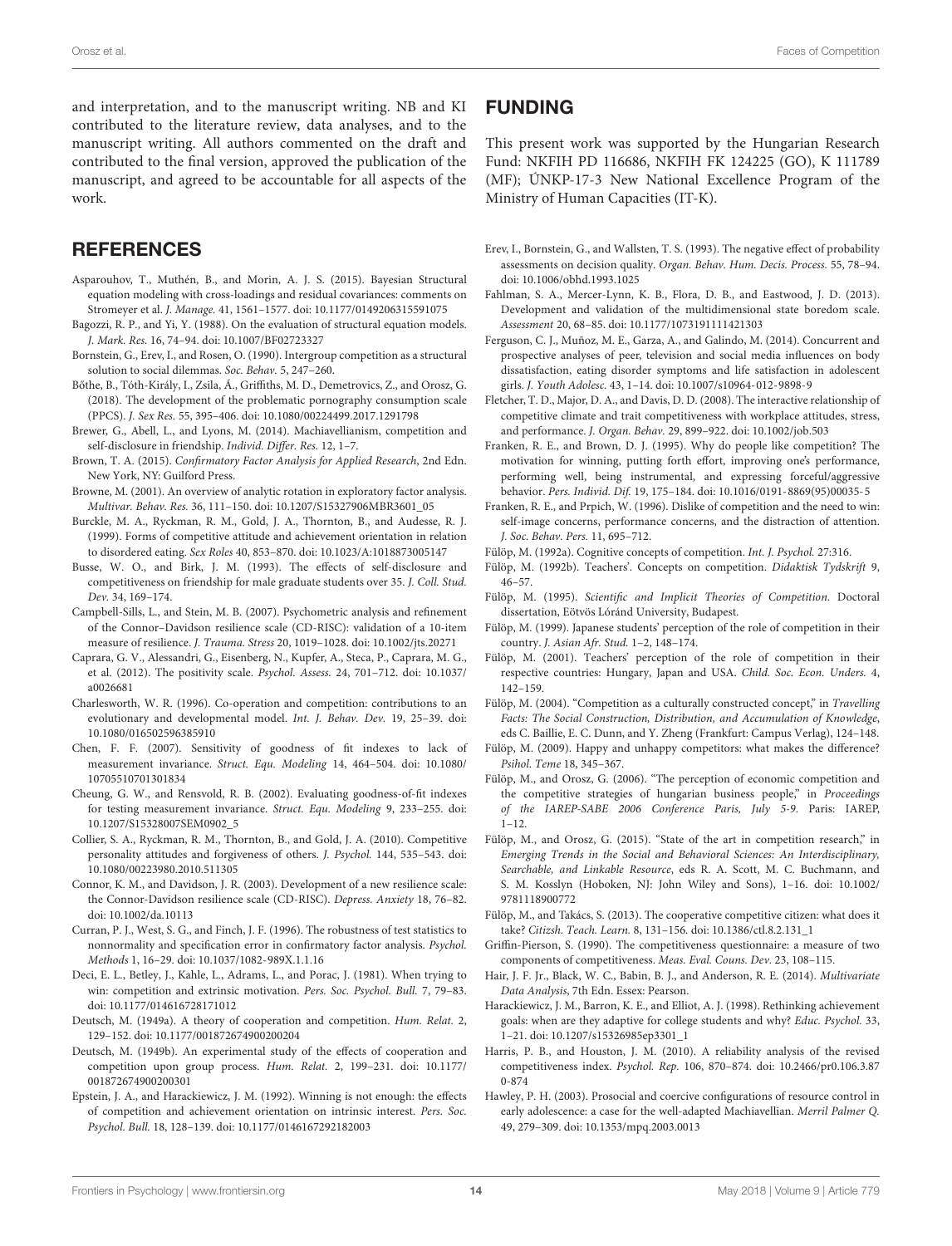and interpretation, and to the manuscript writing. NB and KI contributed to the literature review, data analyses, and to the manuscript writing. All authors commented on the draft and contributed to the final version, approved the publication of the manuscript, and agreed to be accountable for all aspects of the work.

## FUNDING

This present work was supported by the Hungarian Research Fund: NKFIH PD 116686, NKFIH FK 124225 (GO), K 111789 (MF); ÚNKP-17-3 New National Excellence Program of the Ministry of Human Capacities (IT-K).

## REFERENCES

Asparouhov, T., Muthén, B., and Morin, A. J. S. (2015). Bayesian Structural equation modeling with cross-loadings and residual covariances: comments on Stromeyer et al. *J. Manage.* 41, 1561–1577. doi: 10.1177/0149206315591075

Bagozzi, R. P., and Yi, Y. (1988). On the evaluation of structural equation models. *J. Mark. Res.* 16, 74–94. doi: 10.1007/BF02723327

Bornstein, G., Erev, I., and Rosen, O. (1990). Intergroup competition as a structural solution to social dilemmas. *Soc. Behav.* 5, 247–260.

Bőthe, B., Tóth-Király, I., Zsila, Á., Griffiths, M. D., Demetrovics, Z., and Orosz, G. (2018). The development of the problematic pornography consumption scale (PPCS). *J. Sex Res.* 55, 395–406. doi: 10.1080/00224499.2017.1291798

Brewer, G., Abell, L., and Lyons, M. (2014). Machiavellianism, competition and self-disclosure in friendship. *Individ. Differ. Res.* 12, 1–7.

Brown, T. A. (2015). *Confirmatory Factor Analysis for Applied Research*, 2nd Edn. New York, NY: Guilford Press.

Browne, M. (2001). An overview of analytic rotation in exploratory factor analysis. *Multivar. Behav. Res.* 36, 111–150. doi: 10.1207/S15327906MBR3601_05

Burckle, M. A., Ryckman, R. M., Gold, J. A., Thornton, B., and Audesse, R. J. (1999). Forms of competitive attitude and achievement orientation in relation to disordered eating. *Sex Roles* 40, 853–870. doi: 10.1023/A:1018873005147

Busse, W. O., and Birk, J. M. (1993). The effects of self-disclosure and competitiveness on friendship for male graduate students over 35. *J. Coll. Stud. Dev.* 34, 169–174.

Campbell-Sills, L., and Stein, M. B. (2007). Psychometric analysis and refinement of the Connor–Davidson resilience scale (CD-RISC): validation of a 10-item measure of resilience. *J. Trauma. Stress* 20, 1019–1028. doi: 10.1002/jts.20271

Caprara, G. V., Alessandri, G., Eisenberg, N., Kupfer, A., Steca, P., Caprara, M. G., et al. (2012). The positivity scale. *Psychol. Assess.* 24, 701–712. doi: 10.1037/a0026681

Charlesworth, W. R. (1996). Co-operation and competition: contributions to an evolutionary and developmental model. *Int. J. Behav. Dev.* 19, 25–39. doi: 10.1080/016502596385910

Chen, F. F. (2007). Sensitivity of goodness of fit indexes to lack of measurement invariance. *Struct. Equ. Modeling* 14, 464–504. doi: 10.1080/10705510701301834

Cheung, G. W., and Rensvold, R. B. (2002). Evaluating goodness-of-fit indexes for testing measurement invariance. *Struct. Equ. Modeling* 9, 233–255. doi: 10.1207/S15328007SEM0902_5

Collier, S. A., Ryckman, R. M., Thornton, B., and Gold, J. A. (2010). Competitive personality attitudes and forgiveness of others. *J. Psychol.* 144, 535–543. doi: 10.1080/00223980.2010.511305

Connor, K. M., and Davidson, J. R. (2003). Development of a new resilience scale: the Connor-Davidson resilience scale (CD-RISC). *Depress. Anxiety* 18, 76–82. doi: 10.1002/da.10113

Curran, P. J., West, S. G., and Finch, J. F. (1996). The robustness of test statistics to nonnormality and specification error in confirmatory factor analysis. *Psychol. Methods* 1, 16–29. doi: 10.1037/1082-989X.1.1.16

Deci, E. L., Betley, J., Kahle, L., Adrams, L., and Porac, J. (1981). When trying to win: competition and extrinsic motivation. *Pers. Soc. Psychol. Bull.* 7, 79–83. doi: 10.1177/014616728171012

Deutsch, M. (1949a). A theory of cooperation and competition. *Hum. Relat.* 2, 129–152. doi: 10.1177/001872674900200204

Deutsch, M. (1949b). An experimental study of the effects of cooperation and competition upon group process. *Hum. Relat.* 2, 199–231. doi: 10.1177/001872674900200301

Epstein, J. A., and Harackiewicz, J. M. (1992). Winning is not enough: the effects of competition and achievement orientation on intrinsic interest. *Pers. Soc. Psychol. Bull.* 18, 128–139. doi: 10.1177/0146167292182003

Erev, I., Bornstein, G., and Wallsten, T. S. (1993). The negative effect of probability assessments on decision quality. *Organ. Behav. Hum. Decis. Process.* 55, 78–94. doi: 10.1006/obhd.1993.1025

Fahlman, S. A., Mercer-Lynn, K. B., Flora, D. B., and Eastwood, J. D. (2013). Development and validation of the multidimensional state boredom scale. *Assessment* 20, 68–85. doi: 10.1177/1073191111421303

Ferguson, C. J., Muñoz, M. E., Garza, A., and Galindo, M. (2014). Concurrent and prospective analyses of peer, television and social media influences on body dissatisfaction, eating disorder symptoms and life satisfaction in adolescent girls. *J. Youth Adolesc.* 43, 1–14. doi: 10.1007/s10964-012-9898-9

Fletcher, T. D., Major, D. A., and Davis, D. D. (2008). The interactive relationship of competitive climate and trait competitiveness with workplace attitudes, stress, and performance. *J. Organ. Behav.* 29, 899–922. doi: 10.1002/job.503

Franken, R. E., and Brown, D. J. (1995). Why do people like competition? The motivation for winning, putting forth effort, improving one's performance, performing well, being instrumental, and expressing forceful/aggressive behavior. *Pers. Individ. Dif.* 19, 175–184. doi: 10.1016/0191-8869(95)00035-5

Franken, R. E., and Prpich, W. (1996). Dislike of competition and the need to win: self-image concerns, performance concerns, and the distraction of attention. *J. Soc. Behav. Pers.* 11, 695–712.

Fülöp, M. (1992a). Cognitive concepts of competition. *Int. J. Psychol.* 27:316.

Fülöp, M. (1992b). Teachers'. Concepts on competition. *Didaktisk Tydskrift* 9, 46–57.

Fülöp, M. (1995). *Scientific and Implicit Theories of Competition.* Doctoral dissertation, Eötvös Lóránd University, Budapest.

Fülöp, M. (1999). Japanese students' perception of the role of competition in their country. *J. Asian Afr. Stud.* 1–2, 148–174.

Fülöp, M. (2001). Teachers' perception of the role of competition in their respective countries: Hungary, Japan and USA. *Child. Soc. Econ. Unders.* 4, 142–159.

Fülöp, M. (2004). "Competition as a culturally constructed concept," in *Travelling Facts: The Social Construction, Distribution, and Accumulation of Knowledge*, eds C. Baillie, E. C. Dunn, and Y. Zheng (Frankfurt: Campus Verlag), 124–148.

Fülöp, M. (2009). Happy and unhappy competitors: what makes the difference? *Psihol. Teme* 18, 345–367.

Fülöp, M., and Orosz, G. (2006). "The perception of economic competition and the competitive strategies of hungarian business people," in *Proceedings of the IAREP-SABE 2006 Conference Paris, July 5-9.* Paris: IAREP, 1–12.

Fülöp, M., and Orosz, G. (2015). "State of the art in competition research," in *Emerging Trends in the Social and Behavioral Sciences: An Interdisciplinary, Searchable, and Linkable Resource*, eds R. A. Scott, M. C. Buchmann, and S. M. Kosslyn (Hoboken, NJ: John Wiley and Sons), 1–16. doi: 10.1002/9781118900772

Fülöp, M., and Takács, S. (2013). The cooperative competitive citizen: what does it take? *Citizsh. Teach. Learn.* 8, 131–156. doi: 10.1386/ctl.8.2.131_1

Griffin-Pierson, S. (1990). The competitiveness questionnaire: a measure of two components of competitiveness. *Meas. Eval. Couns. Dev.* 23, 108–115.

Hair, J. F. Jr., Black, W. C., Babin, B. J., and Anderson, R. E. (2014). *Multivariate Data Analysis*, 7th Edn. Essex: Pearson.

Harackiewicz, J. M., Barron, K. E., and Elliot, A. J. (1998). Rethinking achievement goals: when are they adaptive for college students and why? *Educ. Psychol.* 33, 1–21. doi: 10.1207/s15326985ep3301_1

Harris, P. B., and Houston, J. M. (2010). A reliability analysis of the revised competitiveness index. *Psychol. Rep.* 106, 870–874. doi: 10.2466/pr0.106.3.870-874

Hawley, P. H. (2003). Prosocial and coercive configurations of resource control in early adolescence: a case for the well-adapted Machiavellian. *Merril Palmer Q.* 49, 279–309. doi: 10.1353/mpq.2003.0013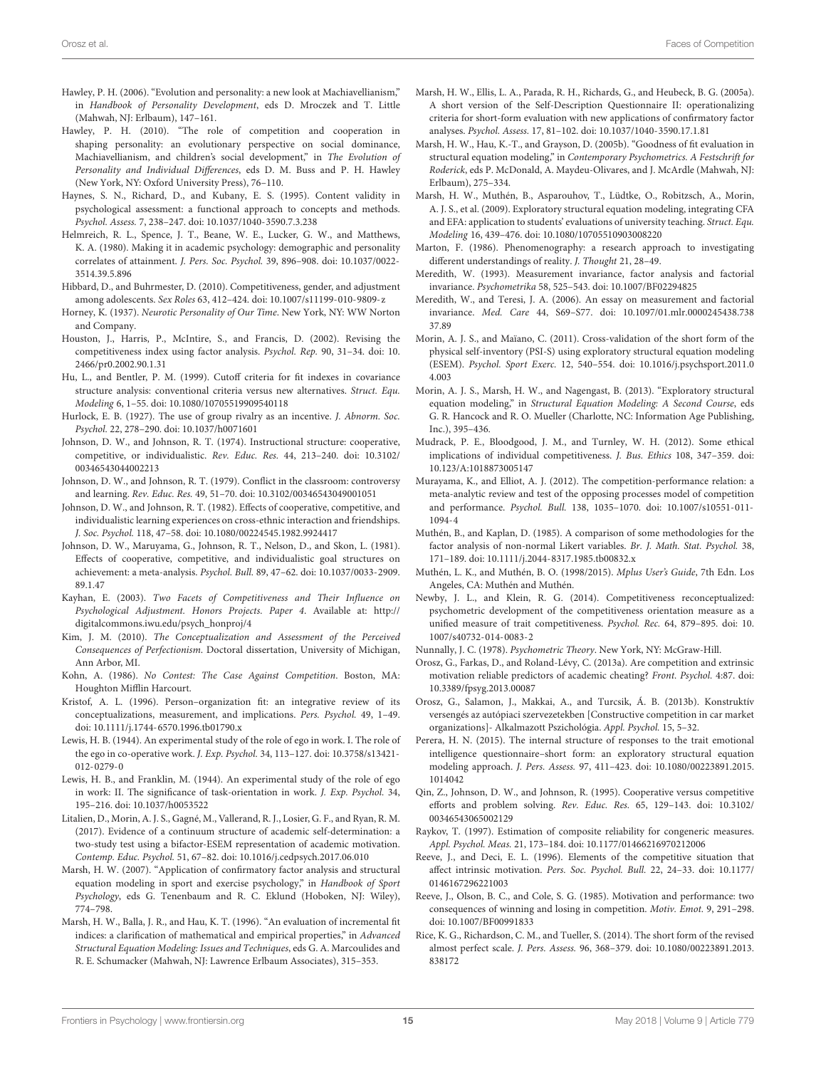Hawley, P. H. (2006). "Evolution and personality: a new look at Machiavellianism," in *Handbook of Personality Development*, eds D. Mroczek and T. Little (Mahwah, NJ: Erlbaum), 147–161.

Hawley, P. H. (2010). "The role of competition and cooperation in shaping personality: an evolutionary perspective on social dominance, Machiavellianism, and children's social development," in *The Evolution of Personality and Individual Differences*, eds D. M. Buss and P. H. Hawley (New York, NY: Oxford University Press), 76–110.

Haynes, S. N., Richard, D., and Kubany, E. S. (1995). Content validity in psychological assessment: a functional approach to concepts and methods. *Psychol. Assess.* 7, 238–247. doi: 10.1037/1040-3590.7.3.238

Helmreich, R. L., Spence, J. T., Beane, W. E., Lucker, G. W., and Matthews, K. A. (1980). Making it in academic psychology: demographic and personality correlates of attainment. *J. Pers. Soc. Psychol.* 39, 896–908. doi: 10.1037/0022-3514.39.5.896

Hibbard, D., and Buhrmester, D. (2010). Competitiveness, gender, and adjustment among adolescents. *Sex Roles* 63, 412–424. doi: 10.1007/s11199-010-9809-z

Horney, K. (1937). *Neurotic Personality of Our Time*. New York, NY: WW Norton and Company.

Houston, J., Harris, P., McIntire, S., and Francis, D. (2002). Revising the competitiveness index using factor analysis. *Psychol. Rep.* 90, 31–34. doi: 10.2466/pr0.2002.90.1.31

Hu, L., and Bentler, P. M. (1999). Cutoff criteria for fit indexes in covariance structure analysis: conventional criteria versus new alternatives. *Struct. Equ. Modeling* 6, 1–55. doi: 10.1080/10705519909540118

Hurlock, E. B. (1927). The use of group rivalry as an incentive. *J. Abnorm. Soc. Psychol.* 22, 278–290. doi: 10.1037/h0071601

Johnson, D. W., and Johnson, R. T. (1974). Instructional structure: cooperative, competitive, or individualistic. *Rev. Educ. Res.* 44, 213–240. doi: 10.3102/00346543044002213

Johnson, D. W., and Johnson, R. T. (1979). Conflict in the classroom: controversy and learning. *Rev. Educ. Res.* 49, 51–70. doi: 10.3102/00346543049001051

Johnson, D. W., and Johnson, R. T. (1982). Effects of cooperative, competitive, and individualistic learning experiences on cross-ethnic interaction and friendships. *J. Soc. Psychol.* 118, 47–58. doi: 10.1080/00224545.1982.9924417

Johnson, D. W., Maruyama, G., Johnson, R. T., Nelson, D., and Skon, L. (1981). Effects of cooperative, competitive, and individualistic goal structures on achievement: a meta-analysis. *Psychol. Bull.* 89, 47–62. doi: 10.1037/0033-2909.89.1.47

Kayhan, E. (2003). *Two Facets of Competitiveness and Their Influence on Psychological Adjustment. Honors Projects. Paper 4*. Available at: http://digitalcommons.iwu.edu/psych_honproj/4

Kim, J. M. (2010). *The Conceptualization and Assessment of the Perceived Consequences of Perfectionism*. Doctoral dissertation, University of Michigan, Ann Arbor, MI.

Kohn, A. (1986). *No Contest: The Case Against Competition*. Boston, MA: Houghton Mifflin Harcourt.

Kristof, A. L. (1996). Person–organization fit: an integrative review of its conceptualizations, measurement, and implications. *Pers. Psychol.* 49, 1–49. doi: 10.1111/j.1744-6570.1996.tb01790.x

Lewis, H. B. (1944). An experimental study of the role of ego in work. I. The role of the ego in co-operative work. *J. Exp. Psychol.* 34, 113–127. doi: 10.3758/s13421-012-0279-0

Lewis, H. B., and Franklin, M. (1944). An experimental study of the role of ego in work: II. The significance of task-orientation in work. *J. Exp. Psychol.* 34, 195–216. doi: 10.1037/h0053522

Litalien, D., Morin, A. J. S., Gagné, M., Vallerand, R. J., Losier, G. F., and Ryan, R. M. (2017). Evidence of a continuum structure of academic self-determination: a two-study test using a bifactor-ESEM representation of academic motivation. *Contemp. Educ. Psychol.* 51, 67–82. doi: 10.1016/j.cedpsych.2017.06.010

Marsh, H. W. (2007). "Application of confirmatory factor analysis and structural equation modeling in sport and exercise psychology," in *Handbook of Sport Psychology*, eds G. Tenenbaum and R. C. Eklund (Hoboken, NJ: Wiley), 774–798.

Marsh, H. W., Balla, J. R., and Hau, K. T. (1996). "An evaluation of incremental fit indices: a clarification of mathematical and empirical properties," in *Advanced Structural Equation Modeling: Issues and Techniques*, eds G. A. Marcoulides and R. E. Schumacker (Mahwah, NJ: Lawrence Erlbaum Associates), 315–353.

Marsh, H. W., Ellis, L. A., Parada, R. H., Richards, G., and Heubeck, B. G. (2005a). A short version of the Self-Description Questionnaire II: operationalizing criteria for short-form evaluation with new applications of confirmatory factor analyses. *Psychol. Assess.* 17, 81–102. doi: 10.1037/1040-3590.17.1.81

Marsh, H. W., Hau, K.-T., and Grayson, D. (2005b). "Goodness of fit evaluation in structural equation modeling," in *Contemporary Psychometrics. A Festschrift for Roderick*, eds P. McDonald, A. Maydeu-Olivares, and J. McArdle (Mahwah, NJ: Erlbaum), 275–334.

Marsh, H. W., Muthén, B., Asparouhov, T., Lüdtke, O., Robitzsch, A., Morin, A. J. S., et al. (2009). Exploratory structural equation modeling, integrating CFA and EFA: application to students' evaluations of university teaching. *Struct. Equ. Modeling* 16, 439–476. doi: 10.1080/10705510903008220

Marton, F. (1986). Phenomenography: a research approach to investigating different understandings of reality. *J. Thought* 21, 28–49.

Meredith, W. (1993). Measurement invariance, factor analysis and factorial invariance. *Psychometrika* 58, 525–543. doi: 10.1007/BF02294825

Meredith, W., and Teresi, J. A. (2006). An essay on measurement and factorial invariance. *Med. Care* 44, S69–S77. doi: 10.1097/01.mlr.0000245438.73837.89

Morin, A. J. S., and Maïano, C. (2011). Cross-validation of the short form of the physical self-inventory (PSI-S) using exploratory structural equation modeling (ESEM). *Psychol. Sport Exerc.* 12, 540–554. doi: 10.1016/j.psychsport.2011.04.003

Morin, A. J. S., Marsh, H. W., and Nagengast, B. (2013). "Exploratory structural equation modeling," in *Structural Equation Modeling: A Second Course*, eds G. R. Hancock and R. O. Mueller (Charlotte, NC: Information Age Publishing, Inc.), 395–436.

Mudrack, P. E., Bloodgood, J. M., and Turnley, W. H. (2012). Some ethical implications of individual competitiveness. *J. Bus. Ethics* 108, 347–359. doi: 10.123/A:1018873005147

Murayama, K., and Elliot, A. J. (2012). The competition-performance relation: a meta-analytic review and test of the opposing processes model of competition and performance. *Psychol. Bull.* 138, 1035–1070. doi: 10.1007/s10551-011-1094-4

Muthén, B., and Kaplan, D. (1985). A comparison of some methodologies for the factor analysis of non-normal Likert variables. *Br. J. Math. Stat. Psychol.* 38, 171–189. doi: 10.1111/j.2044-8317.1985.tb00832.x

Muthén, L. K., and Muthén, B. O. (1998/2015). *Mplus User's Guide*, 7th Edn. Los Angeles, CA: Muthén and Muthén.

Newby, J. L., and Klein, R. G. (2014). Competitiveness reconceptualized: psychometric development of the competitiveness orientation measure as a unified measure of trait competitiveness. *Psychol. Rec.* 64, 879–895. doi: 10.1007/s40732-014-0083-2

Nunnally, J. C. (1978). *Psychometric Theory*. New York, NY: McGraw-Hill.

Orosz, G., Farkas, D., and Roland-Lévy, C. (2013a). Are competition and extrinsic motivation reliable predictors of academic cheating? *Front. Psychol.* 4:87. doi: 10.3389/fpsyg.2013.00087

Orosz, G., Salamon, J., Makkai, A., and Turcsik, Á. B. (2013b). Konstruktív versengés az autópiaci szervezetekben [Constructive competition in car market organizations]- Alkalmazott Pszichológia. *Appl. Psychol.* 15, 5–32.

Perera, H. N. (2015). The internal structure of responses to the trait emotional intelligence questionnaire–short form: an exploratory structural equation modeling approach. *J. Pers. Assess.* 97, 411–423. doi: 10.1080/00223891.2015.1014042

Qin, Z., Johnson, D. W., and Johnson, R. (1995). Cooperative versus competitive efforts and problem solving. *Rev. Educ. Res.* 65, 129–143. doi: 10.3102/00346543065002129

Raykov, T. (1997). Estimation of composite reliability for congeneric measures. *Appl. Psychol. Meas.* 21, 173–184. doi: 10.1177/01466216970212006

Reeve, J., and Deci, E. L. (1996). Elements of the competitive situation that affect intrinsic motivation. *Pers. Soc. Psychol. Bull.* 22, 24–33. doi: 10.1177/0146167296221003

Reeve, J., Olson, B. C., and Cole, S. G. (1985). Motivation and performance: two consequences of winning and losing in competition. *Motiv. Emot.* 9, 291–298. doi: 10.1007/BF00991833

Rice, K. G., Richardson, C. M., and Tueller, S. (2014). The short form of the revised almost perfect scale. *J. Pers. Assess.* 96, 368–379. doi: 10.1080/00223891.2013.838172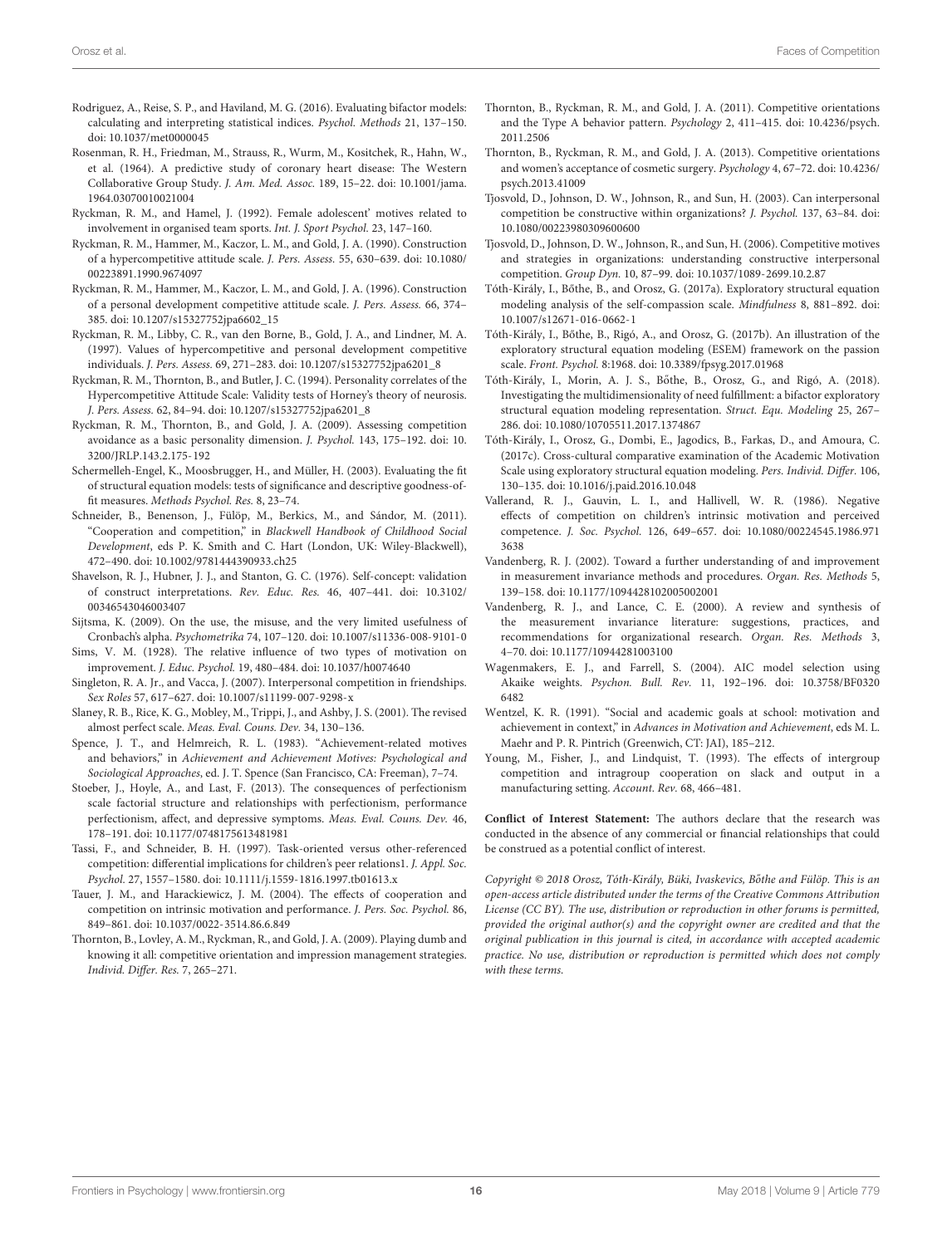Rodriguez, A., Reise, S. P., and Haviland, M. G. (2016). Evaluating bifactor models: calculating and interpreting statistical indices. *Psychol. Methods* 21, 137–150. doi: 10.1037/met0000045

Rosenman, R. H., Friedman, M., Strauss, R., Wurm, M., Kositchek, R., Hahn, W., et al. (1964). A predictive study of coronary heart disease: The Western Collaborative Group Study. *J. Am. Med. Assoc.* 189, 15–22. doi: 10.1001/jama.1964.03070010021004

Ryckman, R. M., and Hamel, J. (1992). Female adolescent' motives related to involvement in organised team sports. *Int. J. Sport Psychol.* 23, 147–160.

Ryckman, R. M., Hammer, M., Kaczor, L. M., and Gold, J. A. (1990). Construction of a hypercompetitive attitude scale. *J. Pers. Assess.* 55, 630–639. doi: 10.1080/00223891.1990.9674097

Ryckman, R. M., Hammer, M., Kaczor, L. M., and Gold, J. A. (1996). Construction of a personal development competitive attitude scale. *J. Pers. Assess.* 66, 374–385. doi: 10.1207/s15327752jpa6602_15

Ryckman, R. M., Libby, C. R., van den Borne, B., Gold, J. A., and Lindner, M. A. (1997). Values of hypercompetitive and personal development competitive individuals. *J. Pers. Assess.* 69, 271–283. doi: 10.1207/s15327752jpa6201_8

Ryckman, R. M., Thornton, B., and Butler, J. C. (1994). Personality correlates of the Hypercompetitive Attitude Scale: Validity tests of Horney's theory of neurosis. *J. Pers. Assess.* 62, 84–94. doi: 10.1207/s15327752jpa6201_8

Ryckman, R. M., Thornton, B., and Gold, J. A. (2009). Assessing competition avoidance as a basic personality dimension. *J. Psychol.* 143, 175–192. doi: 10.3200/JRLP.143.2.175-192

Schermelleh-Engel, K., Moosbrugger, H., and Müller, H. (2003). Evaluating the fit of structural equation models: tests of significance and descriptive goodness-of-fit measures. *Methods Psychol. Res.* 8, 23–74.

Schneider, B., Benenson, J., Fülöp, M., Berkics, M., and Sándor, M. (2011). "Cooperation and competition," in *Blackwell Handbook of Childhood Social Development*, eds P. K. Smith and C. Hart (London, UK: Wiley-Blackwell), 472–490. doi: 10.1002/9781444390933.ch25

Shavelson, R. J., Hubner, J. J., and Stanton, G. C. (1976). Self-concept: validation of construct interpretations. *Rev. Educ. Res.* 46, 407–441. doi: 10.3102/00346543046003407

Sijtsma, K. (2009). On the use, the misuse, and the very limited usefulness of Cronbach's alpha. *Psychometrika* 74, 107–120. doi: 10.1007/s11336-008-9101-0

Sims, V. M. (1928). The relative influence of two types of motivation on improvement. *J. Educ. Psychol.* 19, 480–484. doi: 10.1037/h0074640

Singleton, R. A. Jr., and Vacca, J. (2007). Interpersonal competition in friendships. *Sex Roles* 57, 617–627. doi: 10.1007/s11199-007-9298-x

Slaney, R. B., Rice, K. G., Mobley, M., Trippi, J., and Ashby, J. S. (2001). The revised almost perfect scale. *Meas. Eval. Couns. Dev.* 34, 130–136.

Spence, J. T., and Helmreich, R. L. (1983). "Achievement-related motives and behaviors," in *Achievement and Achievement Motives: Psychological and Sociological Approaches*, ed. J. T. Spence (San Francisco, CA: Freeman), 7–74.

Stoeber, J., Hoyle, A., and Last, F. (2013). The consequences of perfectionism scale factorial structure and relationships with perfectionism, performance perfectionism, affect, and depressive symptoms. *Meas. Eval. Couns. Dev.* 46, 178–191. doi: 10.1177/0748175613481981

Tassi, F., and Schneider, B. H. (1997). Task-oriented versus other-referenced competition: differential implications for children's peer relations1. *J. Appl. Soc. Psychol.* 27, 1557–1580. doi: 10.1111/j.1559-1816.1997.tb01613.x

Tauer, J. M., and Harackiewicz, J. M. (2004). The effects of cooperation and competition on intrinsic motivation and performance. *J. Pers. Soc. Psychol.* 86, 849–861. doi: 10.1037/0022-3514.86.6.849

Thornton, B., Lovley, A. M., Ryckman, R., and Gold, J. A. (2009). Playing dumb and knowing it all: competitive orientation and impression management strategies. *Individ. Differ. Res.* 7, 265–271.

Thornton, B., Ryckman, R. M., and Gold, J. A. (2011). Competitive orientations and the Type A behavior pattern. *Psychology* 2, 411–415. doi: 10.4236/psych.2011.2506

Thornton, B., Ryckman, R. M., and Gold, J. A. (2013). Competitive orientations and women's acceptance of cosmetic surgery. *Psychology* 4, 67–72. doi: 10.4236/psych.2013.41009

Tjosvold, D., Johnson, D. W., Johnson, R., and Sun, H. (2003). Can interpersonal competition be constructive within organizations? *J. Psychol.* 137, 63–84. doi: 10.1080/00223980309600600

Tjosvold, D., Johnson, D. W., Johnson, R., and Sun, H. (2006). Competitive motives and strategies in organizations: understanding constructive interpersonal competition. *Group Dyn.* 10, 87–99. doi: 10.1037/1089-2699.10.2.87

Tóth-Király, I., Bőthe, B., and Orosz, G. (2017a). Exploratory structural equation modeling analysis of the self-compassion scale. *Mindfulness* 8, 881–892. doi: 10.1007/s12671-016-0662-1

Tóth-Király, I., Bőthe, B., Rigó, A., and Orosz, G. (2017b). An illustration of the exploratory structural equation modeling (ESEM) framework on the passion scale. *Front. Psychol.* 8:1968. doi: 10.3389/fpsyg.2017.01968

Tóth-Király, I., Morin, A. J. S., Bőthe, B., Orosz, G., and Rigó, A. (2018). Investigating the multidimensionality of need fulfillment: a bifactor exploratory structural equation modeling representation. *Struct. Equ. Modeling* 25, 267–286. doi: 10.1080/10705511.2017.1374867

Tóth-Király, I., Orosz, G., Dombi, E., Jagodics, B., Farkas, D., and Amoura, C. (2017c). Cross-cultural comparative examination of the Academic Motivation Scale using exploratory structural equation modeling. *Pers. Individ. Differ.* 106, 130–135. doi: 10.1016/j.paid.2016.10.048

Vallerand, R. J., Gauvin, L. I., and Hallivell, W. R. (1986). Negative effects of competition on children's intrinsic motivation and perceived competence. *J. Soc. Psychol.* 126, 649–657. doi: 10.1080/00224545.1986.9713638

Vandenberg, R. J. (2002). Toward a further understanding of and improvement in measurement invariance methods and procedures. *Organ. Res. Methods* 5, 139–158. doi: 10.1177/1094428102005002001

Vandenberg, R. J., and Lance, C. E. (2000). A review and synthesis of the measurement invariance literature: suggestions, practices, and recommendations for organizational research. *Organ. Res. Methods* 3, 4–70. doi: 10.1177/109442810031002

Wagenmakers, E. J., and Farrell, S. (2004). AIC model selection using Akaike weights. *Psychon. Bull. Rev.* 11, 192–196. doi: 10.3758/BF03206482

Wentzel, K. R. (1991). "Social and academic goals at school: motivation and achievement in context," in *Advances in Motivation and Achievement*, eds M. L. Maehr and P. R. Pintrich (Greenwich, CT: JAI), 185–212.

Young, M., Fisher, J., and Lindquist, T. (1993). The effects of intergroup competition and intragroup cooperation on slack and output in a manufacturing setting. *Account. Rev.* 68, 466–481.

**Conflict of Interest Statement:** The authors declare that the research was conducted in the absence of any commercial or financial relationships that could be construed as a potential conflict of interest.

*Copyright © 2018 Orosz, Tóth-Király, Büki, Ivaskevics, Bőthe and Fülöp. This is an open-access article distributed under the terms of the Creative Commons Attribution License (CC BY). The use, distribution or reproduction in other forums is permitted, provided the original author(s) and the copyright owner are credited and that the original publication in this journal is cited, in accordance with accepted academic practice. No use, distribution or reproduction is permitted which does not comply with these terms.*